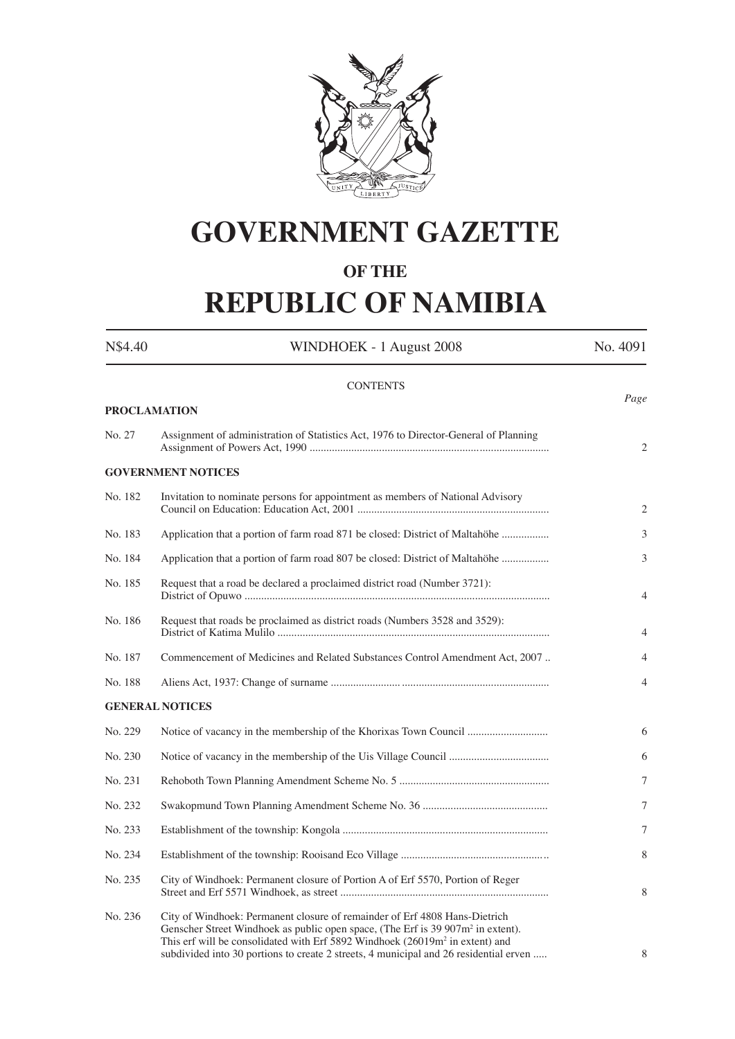# GOVERNMENT GAZETTE

## OF THE

# REPUBLIC OF NAMIBIA

| N$4.40 | WINDHOEK - 1 August 2008 | No. 4091 |
|---|---|---|

CONTENTS

*Page*

**PROCLAMATION**

| | | |
|---|---|---|
| No. 27 | Assignment of administration of Statistics Act, 1976 to Director-General of Planning Assignment of Powers Act, 1990 | 2 |

**GOVERNMENT NOTICES**

| | | |
|---|---|---|
| No. 182 | Invitation to nominate persons for appointment as members of National Advisory Council on Education: Education Act, 2001 | 2 |
| No. 183 | Application that a portion of farm road 871 be closed: District of Maltahöhe | 3 |
| No. 184 | Application that a portion of farm road 807 be closed: District of Maltahöhe | 3 |
| No. 185 | Request that a road be declared a proclaimed district road (Number 3721): District of Opuwo | 4 |
| No. 186 | Request that roads be proclaimed as district roads (Numbers 3528 and 3529): District of Katima Mulilo | 4 |
| No. 187 | Commencement of Medicines and Related Substances Control Amendment Act, 2007 | 4 |
| No. 188 | Aliens Act, 1937: Change of surname | 4 |

**GENERAL NOTICES**

| | | |
|---|---|---|
| No. 229 | Notice of vacancy in the membership of the Khorixas Town Council | 6 |
| No. 230 | Notice of vacancy in the membership of the Uis Village Council | 6 |
| No. 231 | Rehoboth Town Planning Amendment Scheme No. 5 | 7 |
| No. 232 | Swakopmund Town Planning Amendment Scheme No. 36 | 7 |
| No. 233 | Establishment of the township: Kongola | 7 |
| No. 234 | Establishment of the township: Rooisand Eco Village | 8 |
| No. 235 | City of Windhoek: Permanent closure of Portion A of Erf 5570, Portion of Reger Street and Erf 5571 Windhoek, as street | 8 |
| No. 236 | City of Windhoek: Permanent closure of remainder of Erf 4808 Hans-Dietrich Genscher Street Windhoek as public open space, (The Erf is 39 907m$^2$ in extent). This erf will be consolidated with Erf 5892 Windhoek (26019m$^2$ in extent) and subdivided into 30 portions to create 2 streets, 4 municipal and 26 residential erven | 8 |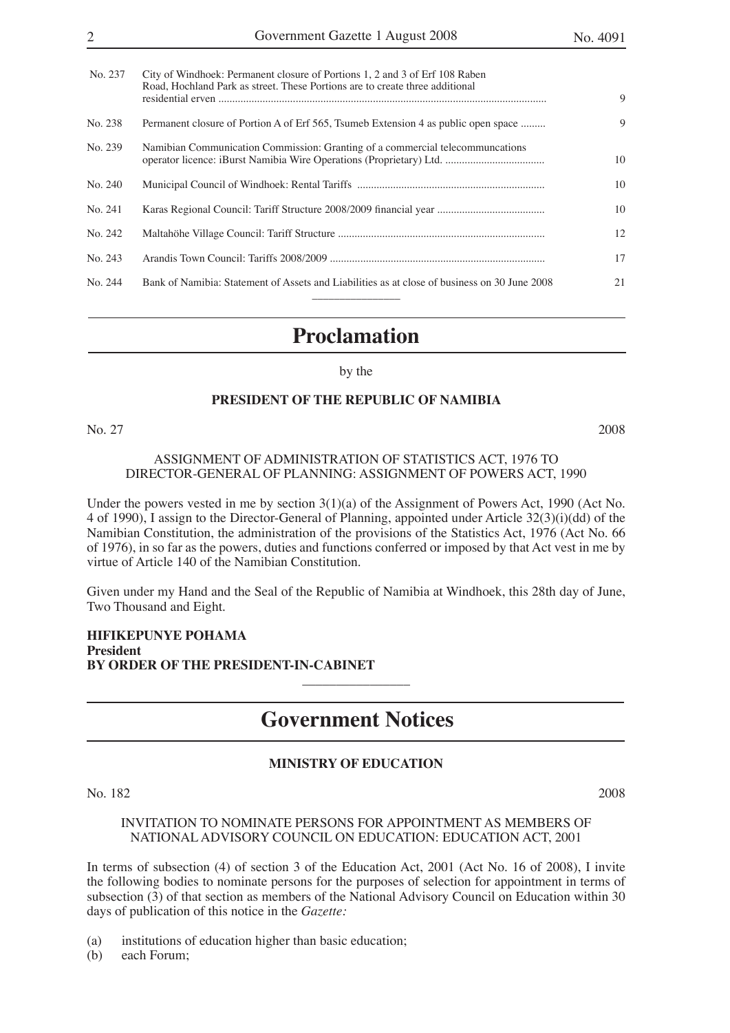| | | |
|---|---|---|
| No. 237 | City of Windhoek: Permanent closure of Portions 1, 2 and 3 of Erf 108 Raben Road, Hochland Park as street. These Portions are to create three additional residential erven | 9 |
| No. 238 | Permanent closure of Portion A of Erf 565, Tsumeb Extension 4 as public open space | 9 |
| No. 239 | Namibian Communication Commission: Granting of a commercial telecommuncations operator licence: iBurst Namibia Wire Operations (Proprietary) Ltd. | 10 |
| No. 240 | Municipal Council of Windhoek: Rental Tariffs | 10 |
| No. 241 | Karas Regional Council: Tariff Structure 2008/2009 financial year | 10 |
| No. 242 | Maltahöhe Village Council: Tariff Structure | 12 |
| No. 243 | Arandis Town Council: Tariffs 2008/2009 | 17 |
| No. 244 | Bank of Namibia: Statement of Assets and Liabilities as at close of business on 30 June 2008 | 21 |

# Proclamation

by the

**PRESIDENT OF THE REPUBLIC OF NAMIBIA**

No. 27 2008

ASSIGNMENT OF ADMINISTRATION OF STATISTICS ACT, 1976 TO DIRECTOR-GENERAL OF PLANNING: ASSIGNMENT OF POWERS ACT, 1990

Under the powers vested in me by section 3(1)(a) of the Assignment of Powers Act, 1990 (Act No. 4 of 1990), I assign to the Director-General of Planning, appointed under Article 32(3)(i)(dd) of the Namibian Constitution, the administration of the provisions of the Statistics Act, 1976 (Act No. 66 of 1976), in so far as the powers, duties and functions conferred or imposed by that Act vest in me by virtue of Article 140 of the Namibian Constitution.

Given under my Hand and the Seal of the Republic of Namibia at Windhoek, this 28th day of June, Two Thousand and Eight.

**HIFIKEPUNYE POHAMA**
**President**
**BY ORDER OF THE PRESIDENT-IN-CABINET**

# Government Notices

**MINISTRY OF EDUCATION**

No. 182 2008

INVITATION TO NOMINATE PERSONS FOR APPOINTMENT AS MEMBERS OF NATIONAL ADVISORY COUNCIL ON EDUCATION: EDUCATION ACT, 2001

In terms of subsection (4) of section 3 of the Education Act, 2001 (Act No. 16 of 2008), I invite the following bodies to nominate persons for the purposes of selection for appointment in terms of subsection (3) of that section as members of the National Advisory Council on Education within 30 days of publication of this notice in the *Gazette:*

(a) institutions of education higher than basic education;
(b) each Forum;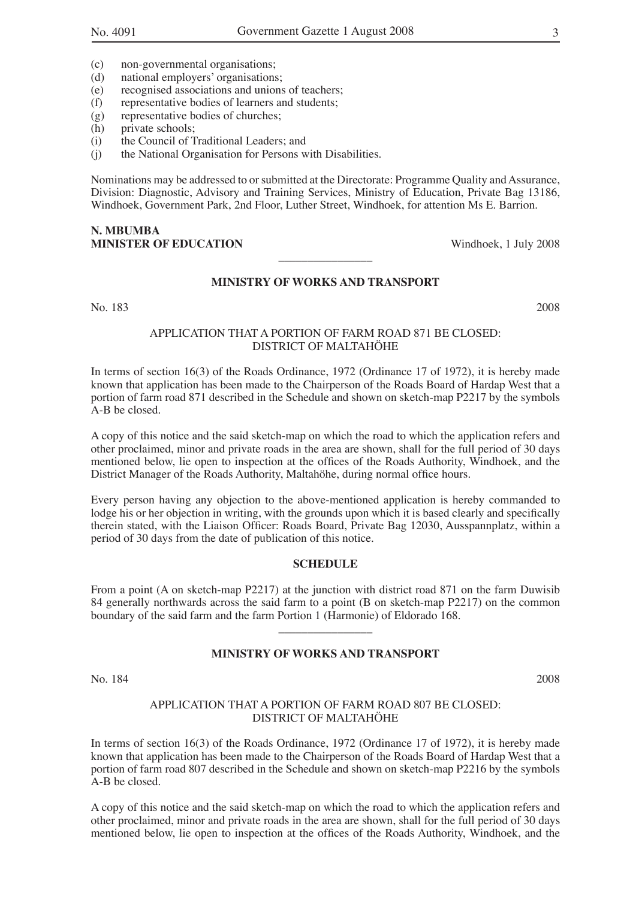(c) non-governmental organisations;
(d) national employers' organisations;
(e) recognised associations and unions of teachers;
(f) representative bodies of learners and students;
(g) representative bodies of churches;
(h) private schools;
(i) the Council of Traditional Leaders; and
(j) the National Organisation for Persons with Disabilities.

Nominations may be addressed to or submitted at the Directorate: Programme Quality and Assurance, Division: Diagnostic, Advisory and Training Services, Ministry of Education, Private Bag 13186, Windhoek, Government Park, 2nd Floor, Luther Street, Windhoek, for attention Ms E. Barrion.

**N. MBUMBA**
**MINISTER OF EDUCATION** Windhoek, 1 July 2008

---

## MINISTRY OF WORKS AND TRANSPORT

No. 183 2008

### APPLICATION THAT A PORTION OF FARM ROAD 871 BE CLOSED: DISTRICT OF MALTAHÖHE

In terms of section 16(3) of the Roads Ordinance, 1972 (Ordinance 17 of 1972), it is hereby made known that application has been made to the Chairperson of the Roads Board of Hardap West that a portion of farm road 871 described in the Schedule and shown on sketch-map P2217 by the symbols A-B be closed.

A copy of this notice and the said sketch-map on which the road to which the application refers and other proclaimed, minor and private roads in the area are shown, shall for the full period of 30 days mentioned below, lie open to inspection at the offices of the Roads Authority, Windhoek, and the District Manager of the Roads Authority, Maltahöhe, during normal office hours.

Every person having any objection to the above-mentioned application is hereby commanded to lodge his or her objection in writing, with the grounds upon which it is based clearly and specifically therein stated, with the Liaison Officer: Roads Board, Private Bag 12030, Ausspannplatz, within a period of 30 days from the date of publication of this notice.

**SCHEDULE**

From a point (A on sketch-map P2217) at the junction with district road 871 on the farm Duwisib 84 generally northwards across the said farm to a point (B on sketch-map P2217) on the common boundary of the said farm and the farm Portion 1 (Harmonie) of Eldorado 168.

---

## MINISTRY OF WORKS AND TRANSPORT

No. 184 2008

### APPLICATION THAT A PORTION OF FARM ROAD 807 BE CLOSED: DISTRICT OF MALTAHÖHE

In terms of section 16(3) of the Roads Ordinance, 1972 (Ordinance 17 of 1972), it is hereby made known that application has been made to the Chairperson of the Roads Board of Hardap West that a portion of farm road 807 described in the Schedule and shown on sketch-map P2216 by the symbols A-B be closed.

A copy of this notice and the said sketch-map on which the road to which the application refers and other proclaimed, minor and private roads in the area are shown, shall for the full period of 30 days mentioned below, lie open to inspection at the offices of the Roads Authority, Windhoek, and the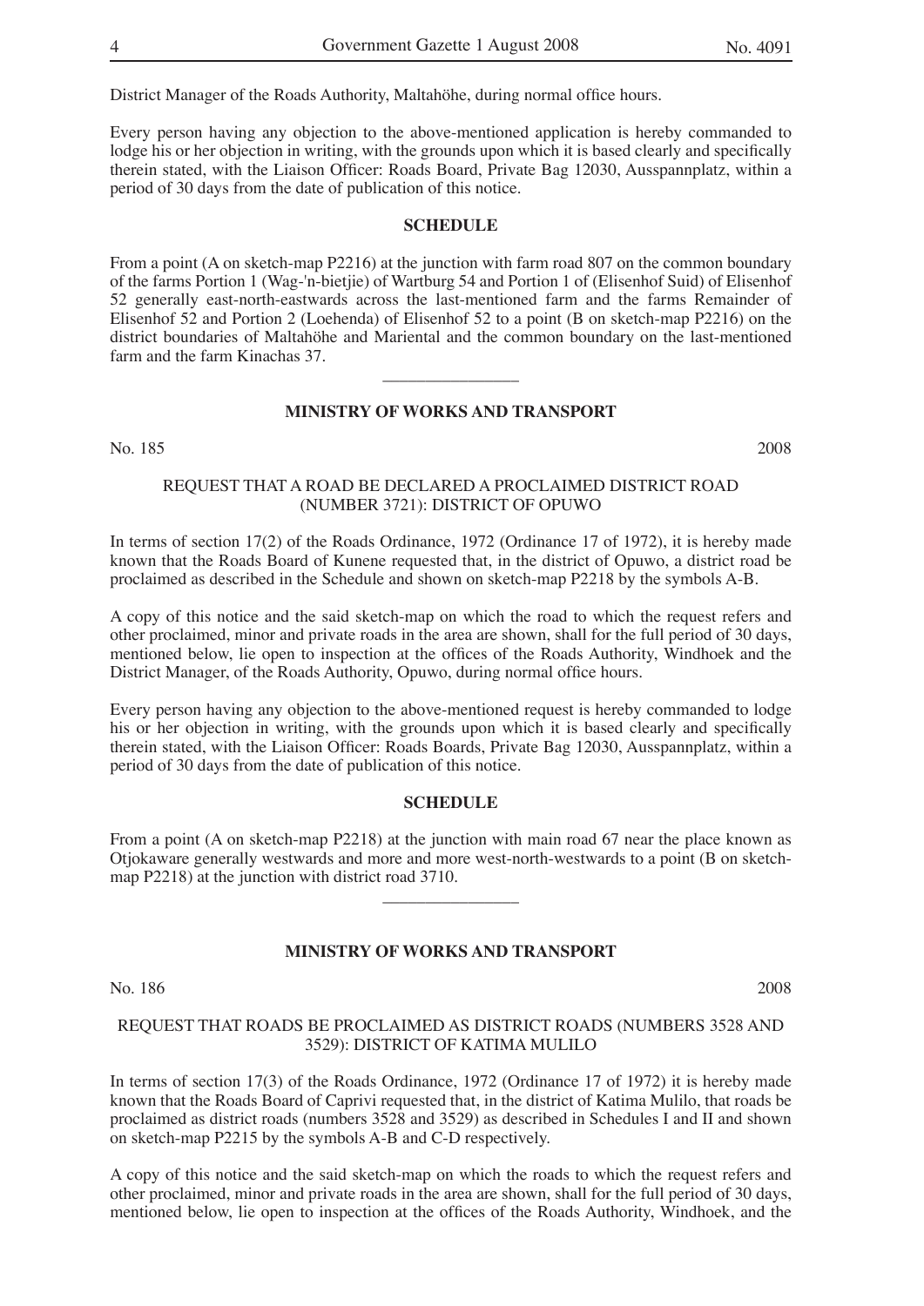District Manager of the Roads Authority, Maltahöhe, during normal office hours.

Every person having any objection to the above-mentioned application is hereby commanded to lodge his or her objection in writing, with the grounds upon which it is based clearly and specifically therein stated, with the Liaison Officer: Roads Board, Private Bag 12030, Ausspannplatz, within a period of 30 days from the date of publication of this notice.

**SCHEDULE**

From a point (A on sketch-map P2216) at the junction with farm road 807 on the common boundary of the farms Portion 1 (Wag-'n-bietjie) of Wartburg 54 and Portion 1 of (Elisenhof Suid) of Elisenhof 52 generally east-north-eastwards across the last-mentioned farm and the farms Remainder of Elisenhof 52 and Portion 2 (Loehenda) of Elisenhof 52 to a point (B on sketch-map P2216) on the district boundaries of Maltahöhe and Mariental and the common boundary on the last-mentioned farm and the farm Kinachas 37.

---

**MINISTRY OF WORKS AND TRANSPORT**

No. 185 2008

REQUEST THAT A ROAD BE DECLARED A PROCLAIMED DISTRICT ROAD (NUMBER 3721): DISTRICT OF OPUWO

In terms of section 17(2) of the Roads Ordinance, 1972 (Ordinance 17 of 1972), it is hereby made known that the Roads Board of Kunene requested that, in the district of Opuwo, a district road be proclaimed as described in the Schedule and shown on sketch-map P2218 by the symbols A-B.

A copy of this notice and the said sketch-map on which the road to which the request refers and other proclaimed, minor and private roads in the area are shown, shall for the full period of 30 days, mentioned below, lie open to inspection at the offices of the Roads Authority, Windhoek and the District Manager, of the Roads Authority, Opuwo, during normal office hours.

Every person having any objection to the above-mentioned request is hereby commanded to lodge his or her objection in writing, with the grounds upon which it is based clearly and specifically therein stated, with the Liaison Officer: Roads Boards, Private Bag 12030, Ausspannplatz, within a period of 30 days from the date of publication of this notice.

**SCHEDULE**

From a point (A on sketch-map P2218) at the junction with main road 67 near the place known as Otjokaware generally westwards and more and more west-north-westwards to a point (B on sketch-map P2218) at the junction with district road 3710.

---

**MINISTRY OF WORKS AND TRANSPORT**

No. 186 2008

REQUEST THAT ROADS BE PROCLAIMED AS DISTRICT ROADS (NUMBERS 3528 AND 3529): DISTRICT OF KATIMA MULILO

In terms of section 17(3) of the Roads Ordinance, 1972 (Ordinance 17 of 1972) it is hereby made known that the Roads Board of Caprivi requested that, in the district of Katima Mulilo, that roads be proclaimed as district roads (numbers 3528 and 3529) as described in Schedules I and II and shown on sketch-map P2215 by the symbols A-B and C-D respectively.

A copy of this notice and the said sketch-map on which the roads to which the request refers and other proclaimed, minor and private roads in the area are shown, shall for the full period of 30 days, mentioned below, lie open to inspection at the offices of the Roads Authority, Windhoek, and the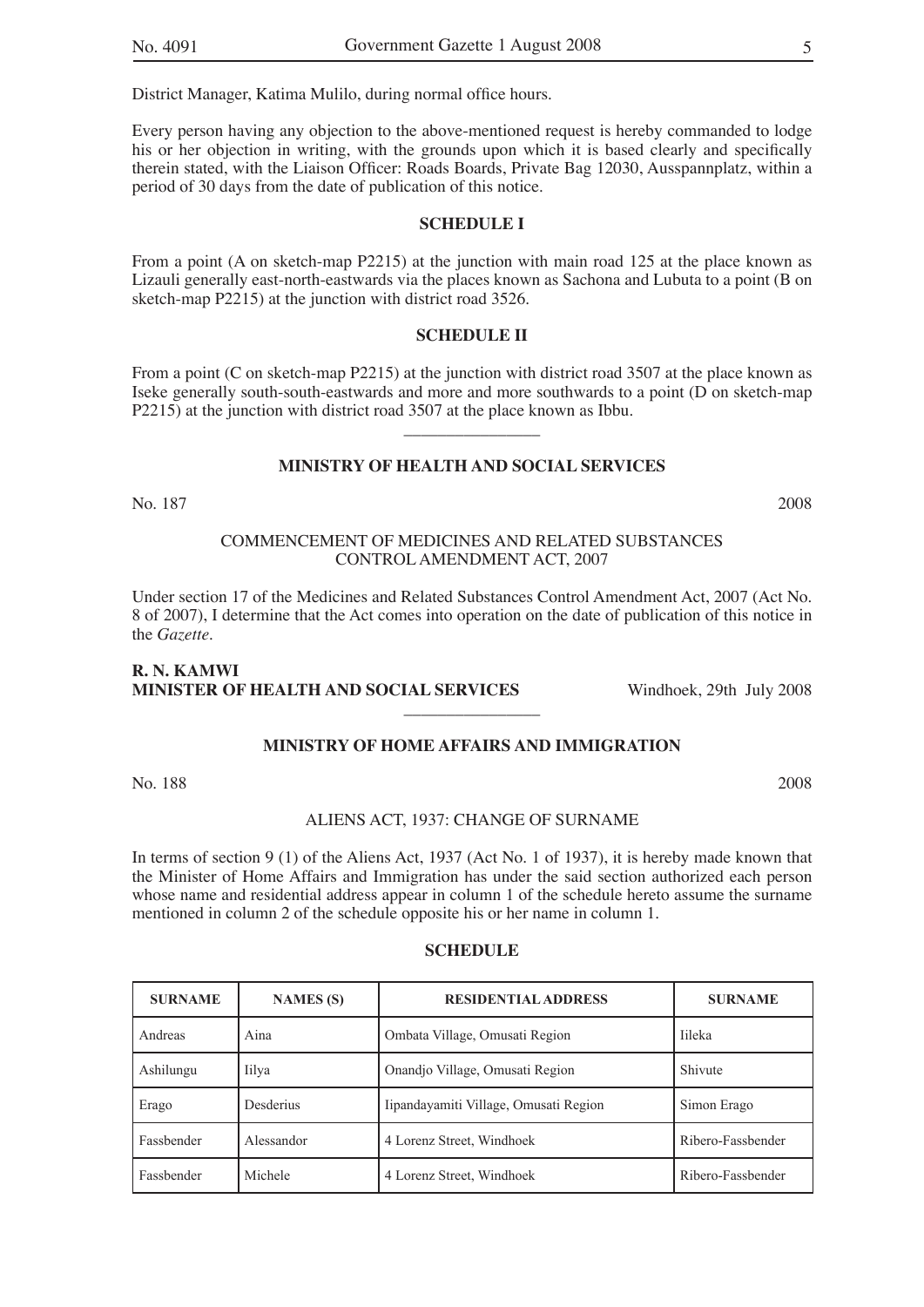District Manager, Katima Mulilo, during normal office hours.

Every person having any objection to the above-mentioned request is hereby commanded to lodge his or her objection in writing, with the grounds upon which it is based clearly and specifically therein stated, with the Liaison Officer: Roads Boards, Private Bag 12030, Ausspannplatz, within a period of 30 days from the date of publication of this notice.

**SCHEDULE I**

From a point (A on sketch-map P2215) at the junction with main road 125 at the place known as Lizauli generally east-north-eastwards via the places known as Sachona and Lubuta to a point (B on sketch-map P2215) at the junction with district road 3526.

**SCHEDULE II**

From a point (C on sketch-map P2215) at the junction with district road 3507 at the place known as Iseke generally south-south-eastwards and more and more southwards to a point (D on sketch-map P2215) at the junction with district road 3507 at the place known as Ibbu.

---

## MINISTRY OF HEALTH AND SOCIAL SERVICES

No. 187 2008

COMMENCEMENT OF MEDICINES AND RELATED SUBSTANCES CONTROL AMENDMENT ACT, 2007

Under section 17 of the Medicines and Related Substances Control Amendment Act, 2007 (Act No. 8 of 2007), I determine that the Act comes into operation on the date of publication of this notice in the *Gazette*.

**R. N. KAMWI**
**MINISTER OF HEALTH AND SOCIAL SERVICES** Windhoek, 29th July 2008

---

## MINISTRY OF HOME AFFAIRS AND IMMIGRATION

No. 188 2008

ALIENS ACT, 1937: CHANGE OF SURNAME

In terms of section 9 (1) of the Aliens Act, 1937 (Act No. 1 of 1937), it is hereby made known that the Minister of Home Affairs and Immigration has under the said section authorized each person whose name and residential address appear in column 1 of the schedule hereto assume the surname mentioned in column 2 of the schedule opposite his or her name in column 1.

**SCHEDULE**

| SURNAME | NAMES (S) | RESIDENTIAL ADDRESS | SURNAME |
|---|---|---|---|
| Andreas | Aina | Ombata Village, Omusati Region | Iileka |
| Ashilungu | Iilya | Onandjo Village, Omusati Region | Shivute |
| Erago | Desderius | Iipandayamiti Village, Omusati Region | Simon Erago |
| Fassbender | Alessandor | 4 Lorenz Street, Windhoek | Ribero-Fassbender |
| Fassbender | Michele | 4 Lorenz Street, Windhoek | Ribero-Fassbender |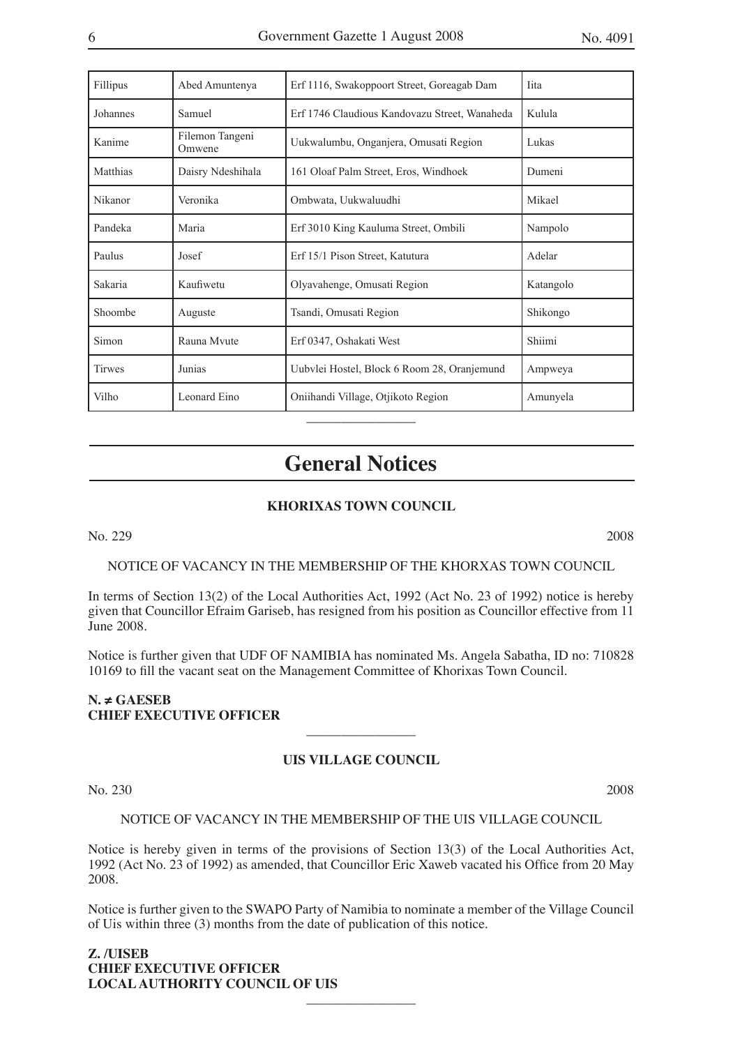| | | | |
|---|---|---|---|
| Fillipus | Abed Amuntenya | Erf 1116, Swakoppoort Street, Goreagab Dam | Iita |
| Johannes | Samuel | Erf 1746 Claudious Kandovazu Street, Wanaheda | Kulula |
| Kanime | Filemon Tangeni Omwene | Uukwalumbu, Onganjera, Omusati Region | Lukas |
| Matthias | Daisry Ndeshihala | 161 Oloaf Palm Street, Eros, Windhoek | Dumeni |
| Nikanor | Veronika | Ombwata, Uukwaluudhi | Mikael |
| Pandeka | Maria | Erf 3010 King Kauluma Street, Ombili | Nampolo |
| Paulus | Josef | Erf 15/1 Pison Street, Katutura | Adelar |
| Sakaria | Kaufiwetu | Olyavahenge, Omusati Region | Katangolo |
| Shoombe | Auguste | Tsandi, Omusati Region | Shikongo |
| Simon | Rauna Mvute | Erf 0347, Oshakati West | Shiimi |
| Tirwes | Junias | Uubvlei Hostel, Block 6 Room 28, Oranjemund | Ampweya |
| Vilho | Leonard Eino | Oniihandi Village, Otjikoto Region | Amunyela |

# General Notices

## KHORIXAS TOWN COUNCIL

No. 229 2008

NOTICE OF VACANCY IN THE MEMBERSHIP OF THE KHORXAS TOWN COUNCIL

In terms of Section 13(2) of the Local Authorities Act, 1992 (Act No. 23 of 1992) notice is hereby given that Councillor Efraim Gariseb, has resigned from his position as Councillor effective from 11 June 2008.

Notice is further given that UDF OF NAMIBIA has nominated Ms. Angela Sabatha, ID no: 710828 10169 to fill the vacant seat on the Management Committee of Khorixas Town Council.

**N. ≠ GAESEB**
**CHIEF EXECUTIVE OFFICER**

## UIS VILLAGE COUNCIL

No. 230 2008

NOTICE OF VACANCY IN THE MEMBERSHIP OF THE UIS VILLAGE COUNCIL

Notice is hereby given in terms of the provisions of Section 13(3) of the Local Authorities Act, 1992 (Act No. 23 of 1992) as amended, that Councillor Eric Xaweb vacated his Office from 20 May 2008.

Notice is further given to the SWAPO Party of Namibia to nominate a member of the Village Council of Uis within three (3) months from the date of publication of this notice.

**Z. /UISEB**
**CHIEF EXECUTIVE OFFICER**
**LOCAL AUTHORITY COUNCIL OF UIS**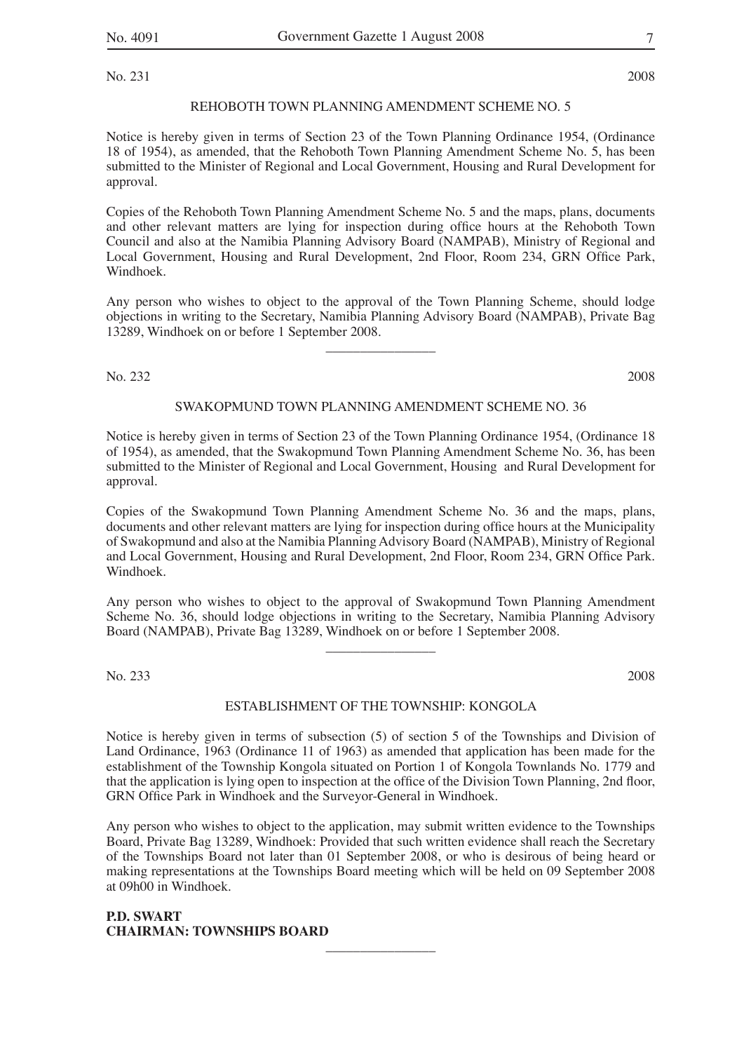No. 231 2008

REHOBOTH TOWN PLANNING AMENDMENT SCHEME NO. 5

Notice is hereby given in terms of Section 23 of the Town Planning Ordinance 1954, (Ordinance 18 of 1954), as amended, that the Rehoboth Town Planning Amendment Scheme No. 5, has been submitted to the Minister of Regional and Local Government, Housing and Rural Development for approval.

Copies of the Rehoboth Town Planning Amendment Scheme No. 5 and the maps, plans, documents and other relevant matters are lying for inspection during office hours at the Rehoboth Town Council and also at the Namibia Planning Advisory Board (NAMPAB), Ministry of Regional and Local Government, Housing and Rural Development, 2nd Floor, Room 234, GRN Office Park, Windhoek.

Any person who wishes to object to the approval of the Town Planning Scheme, should lodge objections in writing to the Secretary, Namibia Planning Advisory Board (NAMPAB), Private Bag 13289, Windhoek on or before 1 September 2008.

---

No. 232 2008

SWAKOPMUND TOWN PLANNING AMENDMENT SCHEME NO. 36

Notice is hereby given in terms of Section 23 of the Town Planning Ordinance 1954, (Ordinance 18 of 1954), as amended, that the Swakopmund Town Planning Amendment Scheme No. 36, has been submitted to the Minister of Regional and Local Government, Housing and Rural Development for approval.

Copies of the Swakopmund Town Planning Amendment Scheme No. 36 and the maps, plans, documents and other relevant matters are lying for inspection during office hours at the Municipality of Swakopmund and also at the Namibia Planning Advisory Board (NAMPAB), Ministry of Regional and Local Government, Housing and Rural Development, 2nd Floor, Room 234, GRN Office Park. Windhoek.

Any person who wishes to object to the approval of Swakopmund Town Planning Amendment Scheme No. 36, should lodge objections in writing to the Secretary, Namibia Planning Advisory Board (NAMPAB), Private Bag 13289, Windhoek on or before 1 September 2008.

---

No. 233 2008

ESTABLISHMENT OF THE TOWNSHIP: KONGOLA

Notice is hereby given in terms of subsection (5) of section 5 of the Townships and Division of Land Ordinance, 1963 (Ordinance 11 of 1963) as amended that application has been made for the establishment of the Township Kongola situated on Portion 1 of Kongola Townlands No. 1779 and that the application is lying open to inspection at the office of the Division Town Planning, 2nd floor, GRN Office Park in Windhoek and the Surveyor-General in Windhoek.

Any person who wishes to object to the application, may submit written evidence to the Townships Board, Private Bag 13289, Windhoek: Provided that such written evidence shall reach the Secretary of the Townships Board not later than 01 September 2008, or who is desirous of being heard or making representations at the Townships Board meeting which will be held on 09 September 2008 at 09h00 in Windhoek.

**P.D. SWART**
**CHAIRMAN: TOWNSHIPS BOARD**

---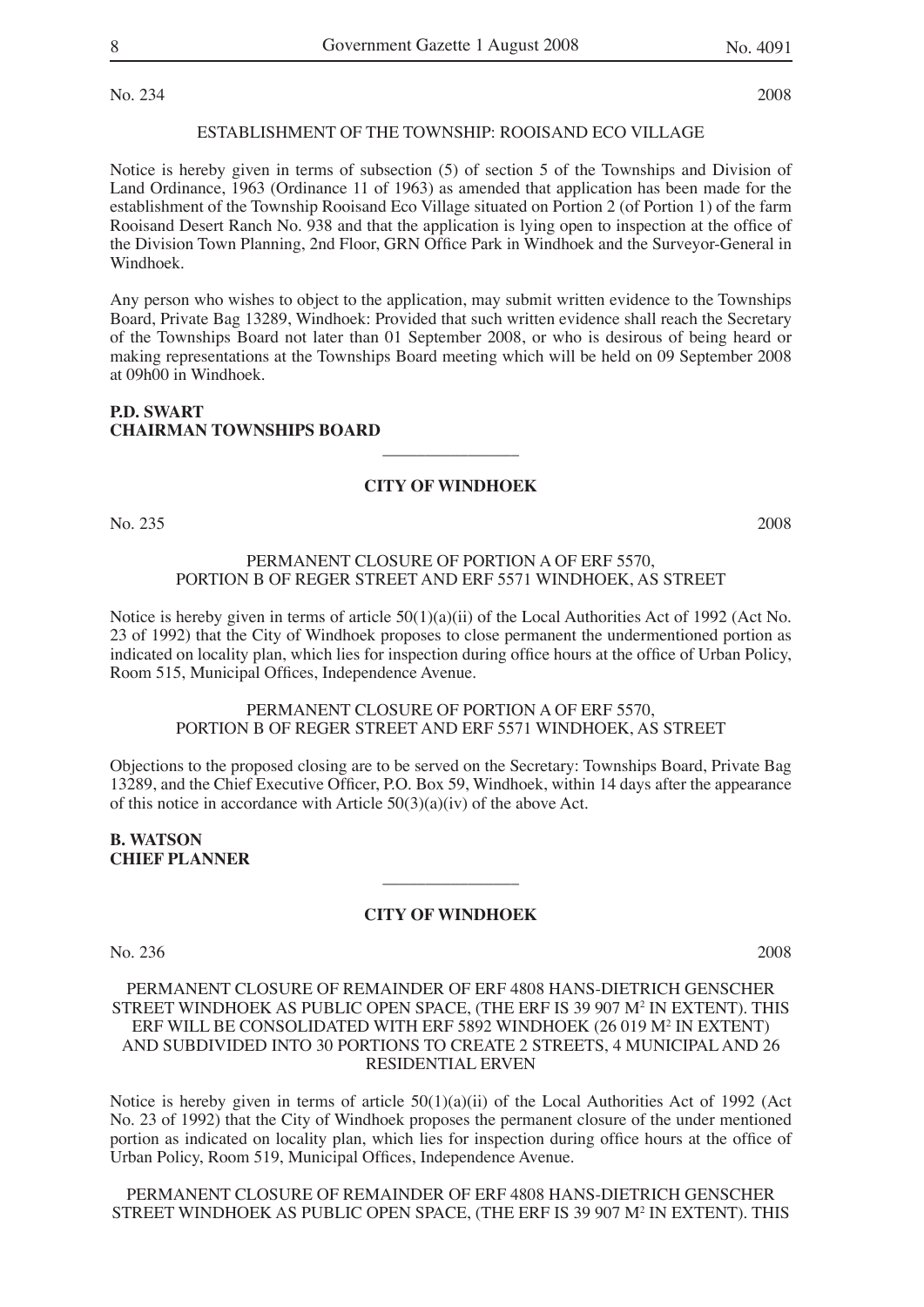No. 234 2008

ESTABLISHMENT OF THE TOWNSHIP: ROOISAND ECO VILLAGE

Notice is hereby given in terms of subsection (5) of section 5 of the Townships and Division of Land Ordinance, 1963 (Ordinance 11 of 1963) as amended that application has been made for the establishment of the Township Rooisand Eco Village situated on Portion 2 (of Portion 1) of the farm Rooisand Desert Ranch No. 938 and that the application is lying open to inspection at the office of the Division Town Planning, 2nd Floor, GRN Office Park in Windhoek and the Surveyor-General in Windhoek.

Any person who wishes to object to the application, may submit written evidence to the Townships Board, Private Bag 13289, Windhoek: Provided that such written evidence shall reach the Secretary of the Townships Board not later than 01 September 2008, or who is desirous of being heard or making representations at the Townships Board meeting which will be held on 09 September 2008 at 09h00 in Windhoek.

**P.D. SWART**
**CHAIRMAN TOWNSHIPS BOARD**

---

**CITY OF WINDHOEK**

No. 235 2008

PERMANENT CLOSURE OF PORTION A OF ERF 5570, PORTION B OF REGER STREET AND ERF 5571 WINDHOEK, AS STREET

Notice is hereby given in terms of article 50(1)(a)(ii) of the Local Authorities Act of 1992 (Act No. 23 of 1992) that the City of Windhoek proposes to close permanent the undermentioned portion as indicated on locality plan, which lies for inspection during office hours at the office of Urban Policy, Room 515, Municipal Offices, Independence Avenue.

PERMANENT CLOSURE OF PORTION A OF ERF 5570, PORTION B OF REGER STREET AND ERF 5571 WINDHOEK, AS STREET

Objections to the proposed closing are to be served on the Secretary: Townships Board, Private Bag 13289, and the Chief Executive Officer, P.O. Box 59, Windhoek, within 14 days after the appearance of this notice in accordance with Article 50(3)(a)(iv) of the above Act.

**B. WATSON**
**CHIEF PLANNER**

---

**CITY OF WINDHOEK**

No. 236 2008

PERMANENT CLOSURE OF REMAINDER OF ERF 4808 HANS-DIETRICH GENSCHER STREET WINDHOEK AS PUBLIC OPEN SPACE, (THE ERF IS 39 907 M$^2$ IN EXTENT). THIS ERF WILL BE CONSOLIDATED WITH ERF 5892 WINDHOEK (26 019 M$^2$ IN EXTENT) AND SUBDIVIDED INTO 30 PORTIONS TO CREATE 2 STREETS, 4 MUNICIPAL AND 26 RESIDENTIAL ERVEN

Notice is hereby given in terms of article 50(1)(a)(ii) of the Local Authorities Act of 1992 (Act No. 23 of 1992) that the City of Windhoek proposes the permanent closure of the under mentioned portion as indicated on locality plan, which lies for inspection during office hours at the office of Urban Policy, Room 519, Municipal Offices, Independence Avenue.

PERMANENT CLOSURE OF REMAINDER OF ERF 4808 HANS-DIETRICH GENSCHER STREET WINDHOEK AS PUBLIC OPEN SPACE, (THE ERF IS 39 907 M$^2$ IN EXTENT). THIS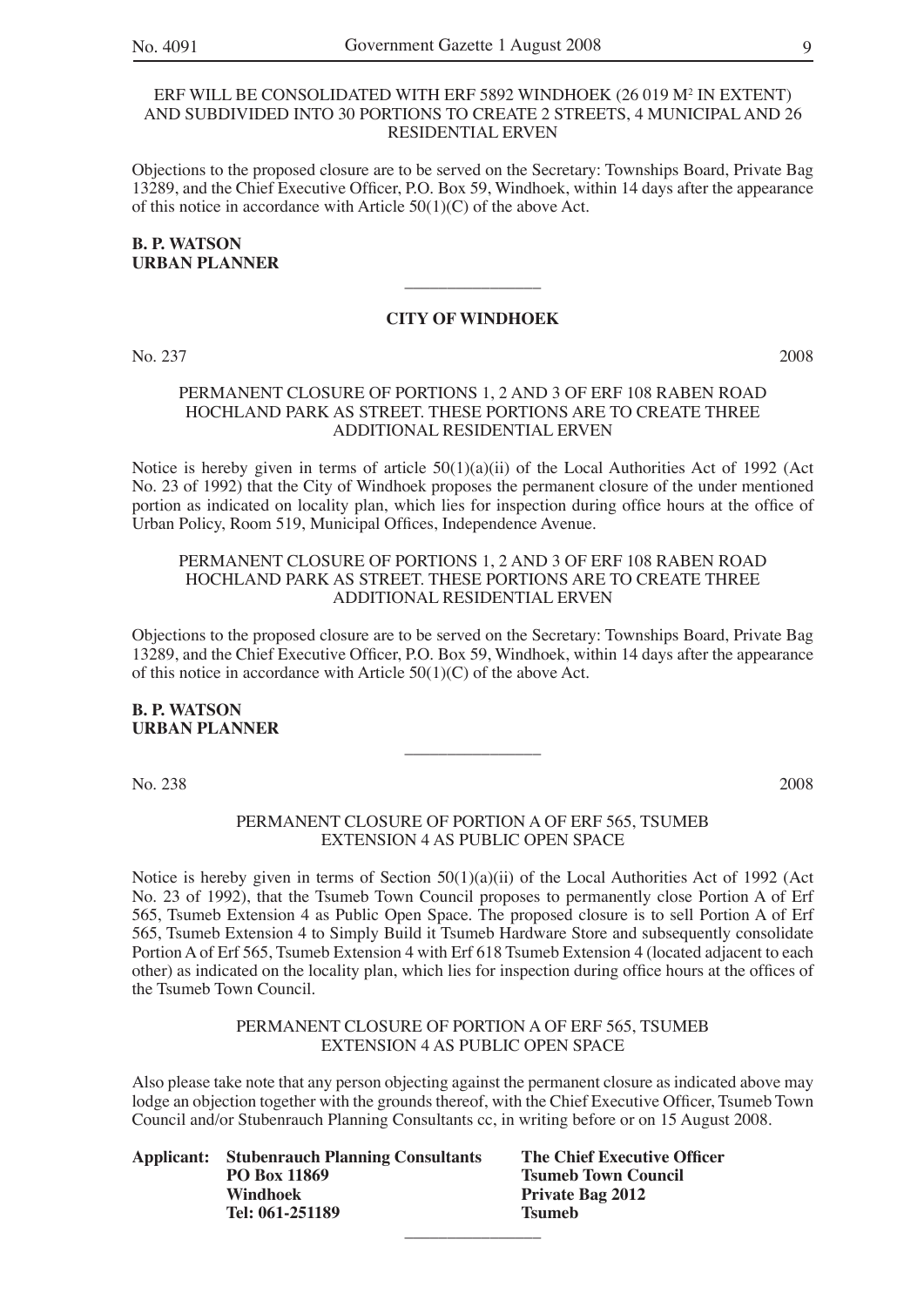ERF WILL BE CONSOLIDATED WITH ERF 5892 WINDHOEK (26 019 M² IN EXTENT) AND SUBDIVIDED INTO 30 PORTIONS TO CREATE 2 STREETS, 4 MUNICIPAL AND 26 RESIDENTIAL ERVEN

Objections to the proposed closure are to be served on the Secretary: Townships Board, Private Bag 13289, and the Chief Executive Officer, P.O. Box 59, Windhoek, within 14 days after the appearance of this notice in accordance with Article 50(1)(C) of the above Act.

**B. P. WATSON**
**URBAN PLANNER**

---

**CITY OF WINDHOEK**

No. 237 2008

PERMANENT CLOSURE OF PORTIONS 1, 2 AND 3 OF ERF 108 RABEN ROAD HOCHLAND PARK AS STREET. THESE PORTIONS ARE TO CREATE THREE ADDITIONAL RESIDENTIAL ERVEN

Notice is hereby given in terms of article 50(1)(a)(ii) of the Local Authorities Act of 1992 (Act No. 23 of 1992) that the City of Windhoek proposes the permanent closure of the under mentioned portion as indicated on locality plan, which lies for inspection during office hours at the office of Urban Policy, Room 519, Municipal Offices, Independence Avenue.

PERMANENT CLOSURE OF PORTIONS 1, 2 AND 3 OF ERF 108 RABEN ROAD HOCHLAND PARK AS STREET. THESE PORTIONS ARE TO CREATE THREE ADDITIONAL RESIDENTIAL ERVEN

Objections to the proposed closure are to be served on the Secretary: Townships Board, Private Bag 13289, and the Chief Executive Officer, P.O. Box 59, Windhoek, within 14 days after the appearance of this notice in accordance with Article 50(1)(C) of the above Act.

**B. P. WATSON**
**URBAN PLANNER**

---

No. 238 2008

PERMANENT CLOSURE OF PORTION A OF ERF 565, TSUMEB EXTENSION 4 AS PUBLIC OPEN SPACE

Notice is hereby given in terms of Section 50(1)(a)(ii) of the Local Authorities Act of 1992 (Act No. 23 of 1992), that the Tsumeb Town Council proposes to permanently close Portion A of Erf 565, Tsumeb Extension 4 as Public Open Space. The proposed closure is to sell Portion A of Erf 565, Tsumeb Extension 4 to Simply Build it Tsumeb Hardware Store and subsequently consolidate Portion A of Erf 565, Tsumeb Extension 4 with Erf 618 Tsumeb Extension 4 (located adjacent to each other) as indicated on the locality plan, which lies for inspection during office hours at the offices of the Tsumeb Town Council.

PERMANENT CLOSURE OF PORTION A OF ERF 565, TSUMEB EXTENSION 4 AS PUBLIC OPEN SPACE

Also please take note that any person objecting against the permanent closure as indicated above may lodge an objection together with the grounds thereof, with the Chief Executive Officer, Tsumeb Town Council and/or Stubenrauch Planning Consultants cc, in writing before or on 15 August 2008.

**Applicant: Stubenrauch Planning Consultants**
**PO Box 11869**
**Windhoek**
**Tel: 061-251189**

**The Chief Executive Officer**
**Tsumeb Town Council**
**Private Bag 2012**
**Tsumeb**

---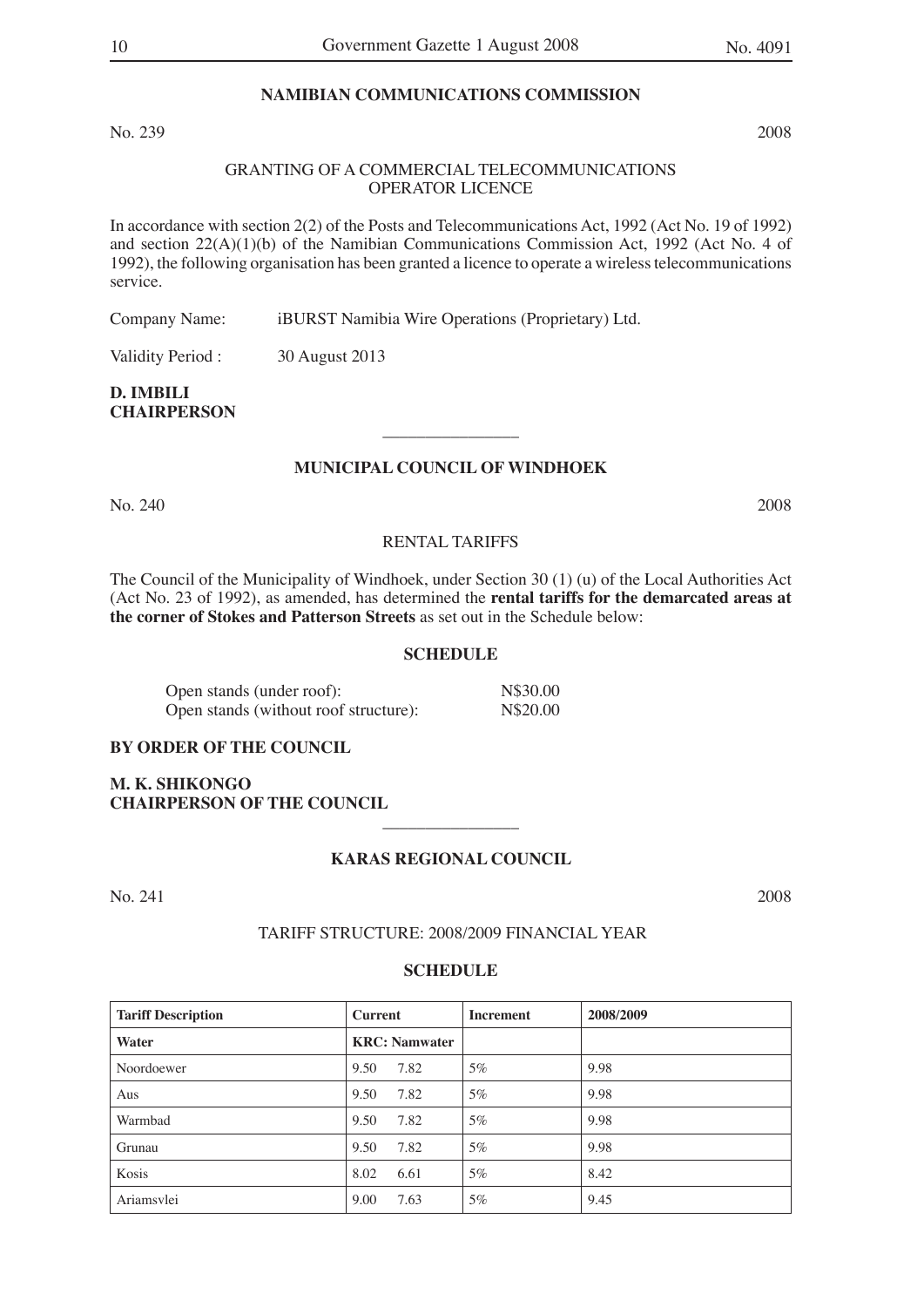## NAMIBIAN COMMUNICATIONS COMMISSION

No. 239 2008

GRANTING OF A COMMERCIAL TELECOMMUNICATIONS OPERATOR LICENCE

In accordance with section 2(2) of the Posts and Telecommunications Act, 1992 (Act No. 19 of 1992) and section 22(A)(1)(b) of the Namibian Communications Commission Act, 1992 (Act No. 4 of 1992), the following organisation has been granted a licence to operate a wireless telecommunications service.

Company Name: iBURST Namibia Wire Operations (Proprietary) Ltd.

Validity Period : 30 August 2013

**D. IMBILI**
**CHAIRPERSON**

---

## MUNICIPAL COUNCIL OF WINDHOEK

No. 240 2008

RENTAL TARIFFS

The Council of the Municipality of Windhoek, under Section 30 (1) (u) of the Local Authorities Act (Act No. 23 of 1992), as amended, has determined the **rental tariffs for the demarcated areas at the corner of Stokes and Patterson Streets** as set out in the Schedule below:

**SCHEDULE**

| | |
|---|---|
| Open stands (under roof): | N$30.00 |
| Open stands (without roof structure): | N$20.00 |

**BY ORDER OF THE COUNCIL**

**M. K. SHIKONGO**
**CHAIRPERSON OF THE COUNCIL**

---

## KARAS REGIONAL COUNCIL

No. 241 2008

TARIFF STRUCTURE: 2008/2009 FINANCIAL YEAR

**SCHEDULE**

| Tariff Description | Current | Increment | 2008/2009 |
|---|---|---|---|
| **Water** | **KRC: Namwater** | | |
| Noordoewer | 9.50 7.82 | 5% | 9.98 |
| Aus | 9.50 7.82 | 5% | 9.98 |
| Warmbad | 9.50 7.82 | 5% | 9.98 |
| Grunau | 9.50 7.82 | 5% | 9.98 |
| Kosis | 8.02 6.61 | 5% | 8.42 |
| Ariamsvlei | 9.00 7.63 | 5% | 9.45 |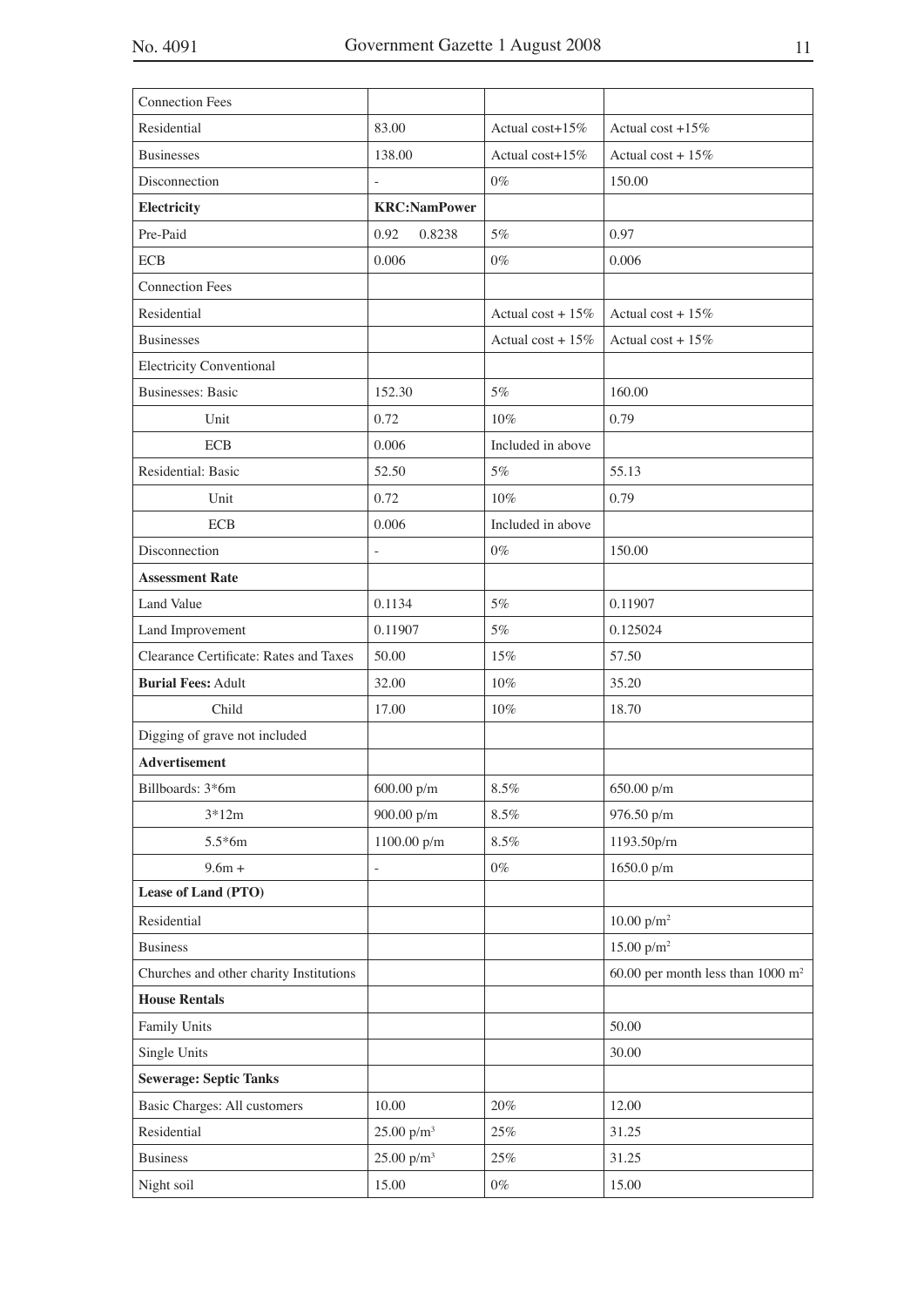| Connection Fees | | | |
|---|---|---|---|
| Residential | 83.00 | Actual cost+15% | Actual cost +15% |
| Businesses | 138.00 | Actual cost+15% | Actual cost + 15% |
| Disconnection | - | 0% | 150.00 |
| **Electricity** | **KRC:NamPower** | | |
| Pre-Paid | 0.92 0.8238 | 5% | 0.97 |
| ECB | 0.006 | 0% | 0.006 |
| Connection Fees | | | |
| Residential | | Actual cost + 15% | Actual cost + 15% |
| Businesses | | Actual cost + 15% | Actual cost + 15% |
| Electricity Conventional | | | |
| Businesses: Basic | 152.30 | 5% | 160.00 |
| Unit | 0.72 | 10% | 0.79 |
| ECB | 0.006 | Included in above | |
| Residential: Basic | 52.50 | 5% | 55.13 |
| Unit | 0.72 | 10% | 0.79 |
| ECB | 0.006 | Included in above | |
| Disconnection | - | 0% | 150.00 |
| **Assessment Rate** | | | |
| Land Value | 0.1134 | 5% | 0.11907 |
| Land Improvement | 0.11907 | 5% | 0.125024 |
| Clearance Certificate: Rates and Taxes | 50.00 | 15% | 57.50 |
| **Burial Fees:** Adult | 32.00 | 10% | 35.20 |
| Child | 17.00 | 10% | 18.70 |
| Digging of grave not included | | | |
| **Advertisement** | | | |
| Billboards: 3*6m | 600.00 p/m | 8.5% | 650.00 p/m |
| 3*12m | 900.00 p/m | 8.5% | 976.50 p/m |
| 5.5*6m | 1100.00 p/m | 8.5% | 1193.50p/m |
| 9.6m + | - | 0% | 1650.0 p/m |
| **Lease of Land (PTO)** | | | |
| Residential | | | 10.00 p/m$^2$ |
| Business | | | 15.00 p/m$^2$ |
| Churches and other charity Institutions | | | 60.00 per month less than 1000 m$^2$ |
| **House Rentals** | | | |
| Family Units | | | 50.00 |
| Single Units | | | 30.00 |
| **Sewerage: Septic Tanks** | | | |
| Basic Charges: All customers | 10.00 | 20% | 12.00 |
| Residential | 25.00 p/m$^3$ | 25% | 31.25 |
| Business | 25.00 p/m$^3$ | 25% | 31.25 |
| Night soil | 15.00 | 0% | 15.00 |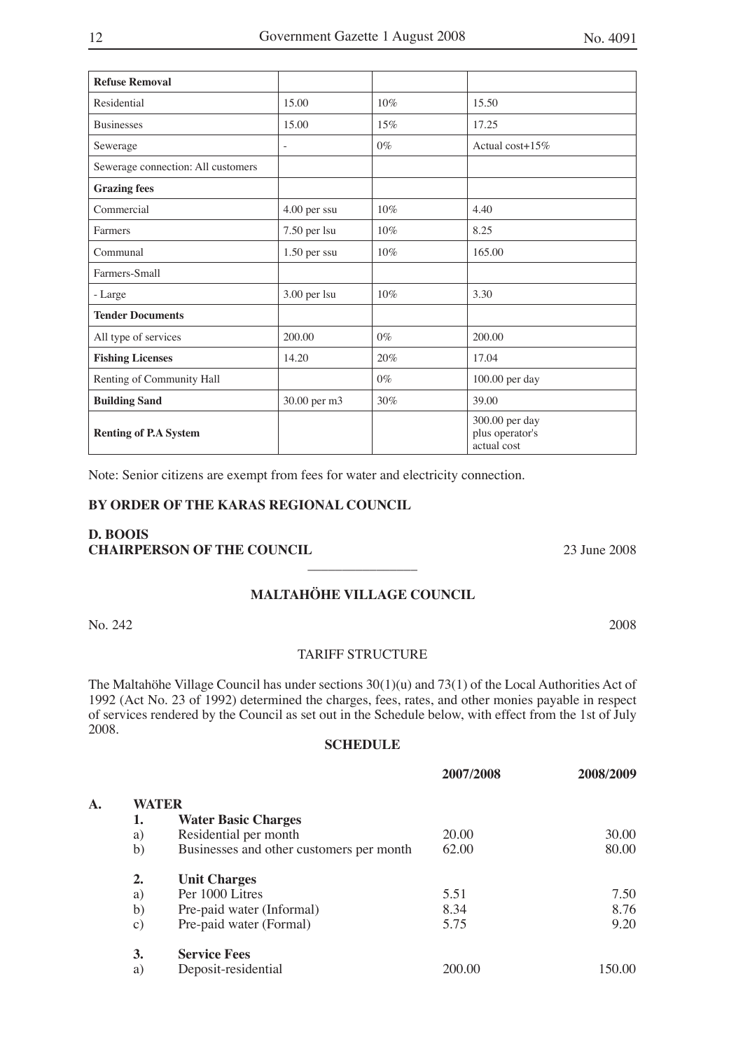| Refuse Removal | | | |
|---|---|---|---|
| Residential | 15.00 | 10% | 15.50 |
| Businesses | 15.00 | 15% | 17.25 |
| Sewerage | - | 0% | Actual cost+15% |
| Sewerage connection: All customers | | | |
| **Grazing fees** | | | |
| Commercial | 4.00 per ssu | 10% | 4.40 |
| Farmers | 7.50 per lsu | 10% | 8.25 |
| Communal | 1.50 per ssu | 10% | 165.00 |
| Farmers-Small | | | |
| - Large | 3.00 per lsu | 10% | 3.30 |
| **Tender Documents** | | | |
| All type of services | 200.00 | 0% | 200.00 |
| **Fishing Licenses** | 14.20 | 20% | 17.04 |
| Renting of Community Hall | | 0% | 100.00 per day |
| **Building Sand** | 30.00 per m3 | 30% | 39.00 |
| **Renting of P.A System** | | | 300.00 per day plus operator's actual cost |

Note: Senior citizens are exempt from fees for water and electricity connection.

**BY ORDER OF THE KARAS REGIONAL COUNCIL**

**D. BOOIS**
**CHAIRPERSON OF THE COUNCIL** 23 June 2008

---

## MALTAHÖHE VILLAGE COUNCIL

No. 242 2008

TARIFF STRUCTURE

The Maltahöhe Village Council has under sections 30(1)(u) and 73(1) of the Local Authorities Act of 1992 (Act No. 23 of 1992) determined the charges, fees, rates, and other monies payable in respect of services rendered by the Council as set out in the Schedule below, with effect from the 1st of July 2008.

**SCHEDULE**

| | | | **2007/2008** | **2008/2009** |
|---|---|---|---|---|
| **A.** | **WATER** | | | |
| | **1.** | **Water Basic Charges** | | |
| | a) | Residential per month | 20.00 | 30.00 |
| | b) | Businesses and other customers per month | 62.00 | 80.00 |
| | **2.** | **Unit Charges** | | |
| | a) | Per 1000 Litres | 5.51 | 7.50 |
| | b) | Pre-paid water (Informal) | 8.34 | 8.76 |
| | c) | Pre-paid water (Formal) | 5.75 | 9.20 |
| | **3.** | **Service Fees** | | |
| | a) | Deposit-residential | 200.00 | 150.00 |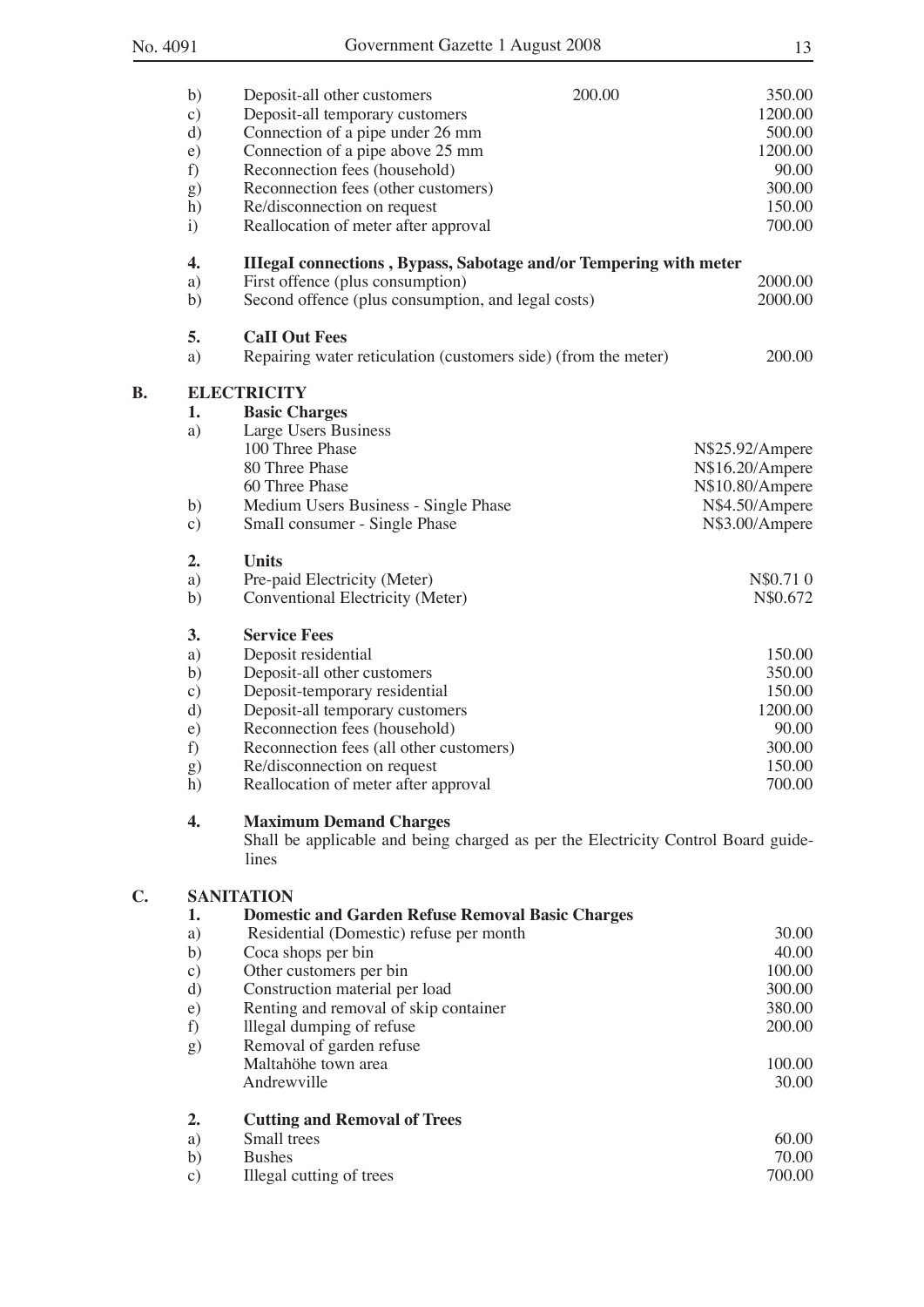| | | | |
|---|---|---|---|
| b) | Deposit-all other customers | 200.00 | 350.00 |
| c) | Deposit-all temporary customers | | 1200.00 |
| d) | Connection of a pipe under 26 mm | | 500.00 |
| e) | Connection of a pipe above 25 mm | | 1200.00 |
| f) | Reconnection fees (household) | | 90.00 |
| g) | Reconnection fees (other customers) | | 300.00 |
| h) | Re/disconnection on request | | 150.00 |
| i) | Reallocation of meter after approval | | 700.00 |

**4. IIIegaI connections , Bypass, Sabotage and/or Tempering with meter**

| | | |
|---|---|---|
| a) | First offence (plus consumption) | 2000.00 |
| b) | Second offence (plus consumption, and legal costs) | 2000.00 |

**5. CaII Out Fees**

| | | |
|---|---|---|
| a) | Repairing water reticulation (customers side) (from the meter) | 200.00 |

## B. ELECTRICITY

**1. Basic Charges**

| | | |
|---|---|---|
| a) | Large Users Business | |
| | 100 Three Phase | N$25.92/Ampere |
| | 80 Three Phase | N$16.20/Ampere |
| | 60 Three Phase | N$10.80/Ampere |
| b) | Medium Users Business - Single Phase | N$4.50/Ampere |
| c) | SmaII consumer - Single Phase | N$3.00/Ampere |

**2. Units**

| | | |
|---|---|---|
| a) | Pre-paid Electricity (Meter) | N$0.71 0 |
| b) | Conventional Electricity (Meter) | N$0.672 |

**3. Service Fees**

| | | |
|---|---|---|
| a) | Deposit residential | 150.00 |
| b) | Deposit-all other customers | 350.00 |
| c) | Deposit-temporary residential | 150.00 |
| d) | Deposit-all temporary customers | 1200.00 |
| e) | Reconnection fees (household) | 90.00 |
| f) | Reconnection fees (all other customers) | 300.00 |
| g) | Re/disconnection on request | 150.00 |
| h) | Reallocation of meter after approval | 700.00 |

**4. Maximum Demand Charges**

Shall be applicable and being charged as per the Electricity Control Board guidelines

## C. SANITATION

**1. Domestic and Garden Refuse Removal Basic Charges**

| | | |
|---|---|---|
| a) | Residential (Domestic) refuse per month | 30.00 |
| b) | Coca shops per bin | 40.00 |
| c) | Other customers per bin | 100.00 |
| d) | Construction material per load | 300.00 |
| e) | Renting and removal of skip container | 380.00 |
| f) | Illegal dumping of refuse | 200.00 |
| g) | Removal of garden refuse | |
| | Maltahöhe town area | 100.00 |
| | Andrewville | 30.00 |

**2. Cutting and Removal of Trees**

| | | |
|---|---|---|
| a) | Small trees | 60.00 |
| b) | Bushes | 70.00 |
| c) | Illegal cutting of trees | 700.00 |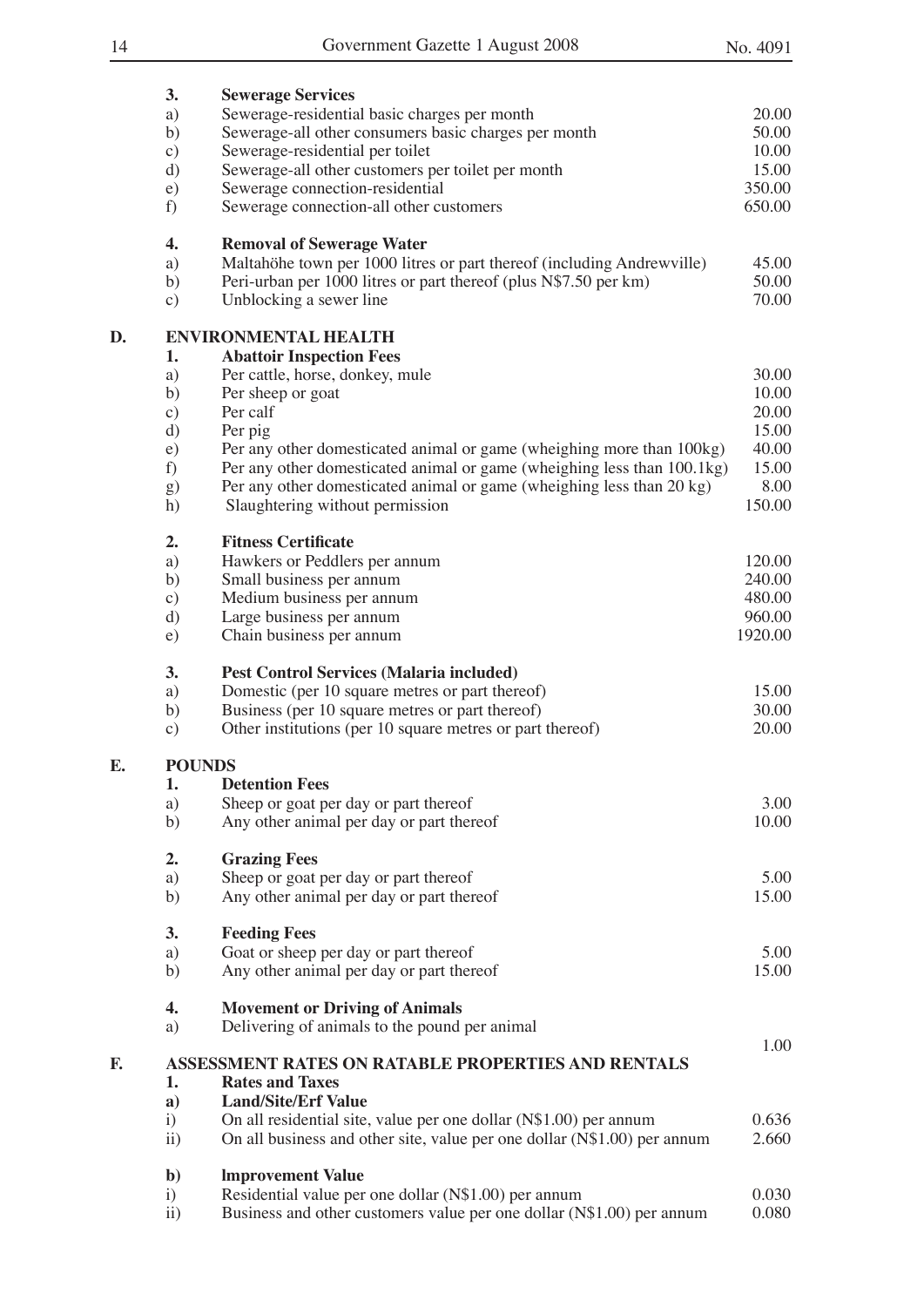| | | |
|---|---|---|
| **3.** | **Sewerage Services** | |
| a) | Sewerage-residential basic charges per month | 20.00 |
| b) | Sewerage-all other consumers basic charges per month | 50.00 |
| c) | Sewerage-residential per toilet | 10.00 |
| d) | Sewerage-all other customers per toilet per month | 15.00 |
| e) | Sewerage connection-residential | 350.00 |
| f) | Sewerage connection-all other customers | 650.00 |
| **4.** | **Removal of Sewerage Water** | |
| a) | Maltahöhe town per 1000 litres or part thereof (including Andrewville) | 45.00 |
| b) | Peri-urban per 1000 litres or part thereof (plus N$7.50 per km) | 50.00 |
| c) | Unblocking a sewer line | 70.00 |

**D. ENVIRONMENTAL HEALTH**

| | | |
|---|---|---|
| **1.** | **Abattoir Inspection Fees** | |
| a) | Per cattle, horse, donkey, mule | 30.00 |
| b) | Per sheep or goat | 10.00 |
| c) | Per calf | 20.00 |
| d) | Per pig | 15.00 |
| e) | Per any other domesticated animal or game (wheighing more than 100kg) | 40.00 |
| f) | Per any other domesticated animal or game (wheighing less than 100.1kg) | 15.00 |
| g) | Per any other domesticated animal or game (wheighing less than 20 kg) | 8.00 |
| h) | Slaughtering without permission | 150.00 |
| **2.** | **Fitness Certificate** | |
| a) | Hawkers or Peddlers per annum | 120.00 |
| b) | Small business per annum | 240.00 |
| c) | Medium business per annum | 480.00 |
| d) | Large business per annum | 960.00 |
| e) | Chain business per annum | 1920.00 |
| **3.** | **Pest Control Services (Malaria included)** | |
| a) | Domestic (per 10 square metres or part thereof) | 15.00 |
| b) | Business (per 10 square metres or part thereof) | 30.00 |
| c) | Other institutions (per 10 square metres or part thereof) | 20.00 |

**E. POUNDS**

| | | |
|---|---|---|
| **1.** | **Detention Fees** | |
| a) | Sheep or goat per day or part thereof | 3.00 |
| b) | Any other animal per day or part thereof | 10.00 |
| **2.** | **Grazing Fees** | |
| a) | Sheep or goat per day or part thereof | 5.00 |
| b) | Any other animal per day or part thereof | 15.00 |
| **3.** | **Feeding Fees** | |
| a) | Goat or sheep per day or part thereof | 5.00 |
| b) | Any other animal per day or part thereof | 15.00 |
| **4.** | **Movement or Driving of Animals** | |
| a) | Delivering of animals to the pound per animal | 1.00 |

**F. ASSESSMENT RATES ON RATABLE PROPERTIES AND RENTALS**

| | | |
|---|---|---|
| **1.** | **Rates and Taxes** | |
| **a)** | **Land/Site/Erf Value** | |
| i) | On all residential site, value per one dollar (N$1.00) per annum | 0.636 |
| ii) | On all business and other site, value per one dollar (N$1.00) per annum | 2.660 |
| **b)** | **lmprovement Value** | |
| i) | Residential value per one dollar (N$1.00) per annum | 0.030 |
| ii) | Business and other customers value per one dollar (N$1.00) per annum | 0.080 |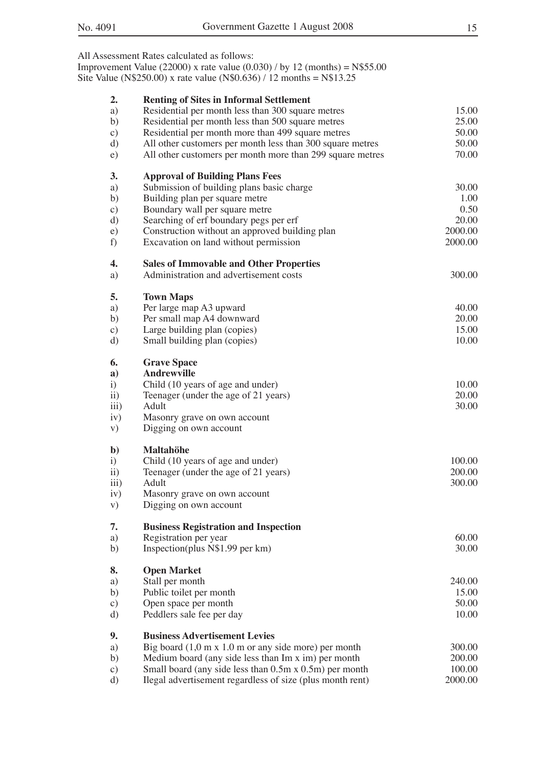All Assessment Rates calculated as follows:
Improvement Value (22000) x rate value (0.030) / by 12 (months) = N$55.00
Site Value (N$250.00) x rate value (N$0.636) / 12 months = N$13.25

| | | |
|---|---|---|
| **2.** | **Renting of Sites in Informal Settlement** | |
| a) | Residential per month less than 300 square metres | 15.00 |
| b) | Residential per month less than 500 square metres | 25.00 |
| c) | Residential per month more than 499 square metres | 50.00 |
| d) | All other customers per month less than 300 square metres | 50.00 |
| e) | All other customers per month more than 299 square metres | 70.00 |
| **3.** | **Approval of Building Plans Fees** | |
| a) | Submission of building plans basic charge | 30.00 |
| b) | Building plan per square metre | 1.00 |
| c) | Boundary wall per square metre | 0.50 |
| d) | Searching of erf boundary pegs per erf | 20.00 |
| e) | Construction without an approved building plan | 2000.00 |
| f) | Excavation on land without permission | 2000.00 |
| **4.** | **Sales of Immovable and Other Properties** | |
| a) | Administration and advertisement costs | 300.00 |
| **5.** | **Town Maps** | |
| a) | Per large map A3 upward | 40.00 |
| b) | Per small map A4 downward | 20.00 |
| c) | Large building plan (copies) | 15.00 |
| d) | Small building plan (copies) | 10.00 |
| **6.** | **Grave Space** | |
| **a)** | **Andrewville** | |
| i) | Child (10 years of age and under) | 10.00 |
| ii) | Teenager (under the age of 21 years) | 20.00 |
| iii) | Adult | 30.00 |
| iv) | Masonry grave on own account | |
| v) | Digging on own account | |
| **b)** | **Maltahöhe** | |
| i) | Child (10 years of age and under) | 100.00 |
| ii) | Teenager (under the age of 21 years) | 200.00 |
| iii) | Adult | 300.00 |
| iv) | Masonry grave on own account | |
| v) | Digging on own account | |
| **7.** | **Business Registration and Inspection** | |
| a) | Registration per year | 60.00 |
| b) | Inspection(plus N$1.99 per km) | 30.00 |
| **8.** | **Open Market** | |
| a) | Stall per month | 240.00 |
| b) | Public toilet per month | 15.00 |
| c) | Open space per month | 50.00 |
| d) | Peddlers sale fee per day | 10.00 |
| **9.** | **Business Advertisement Levies** | |
| a) | Big board (1,0 m x 1.0 m or any side more) per month | 300.00 |
| b) | Medium board (any side less than Im x im) per month | 200.00 |
| c) | Small board (any side less than 0.5m x 0.5m) per month | 100.00 |
| d) | Ilegal advertisement regardless of size (plus month rent) | 2000.00 |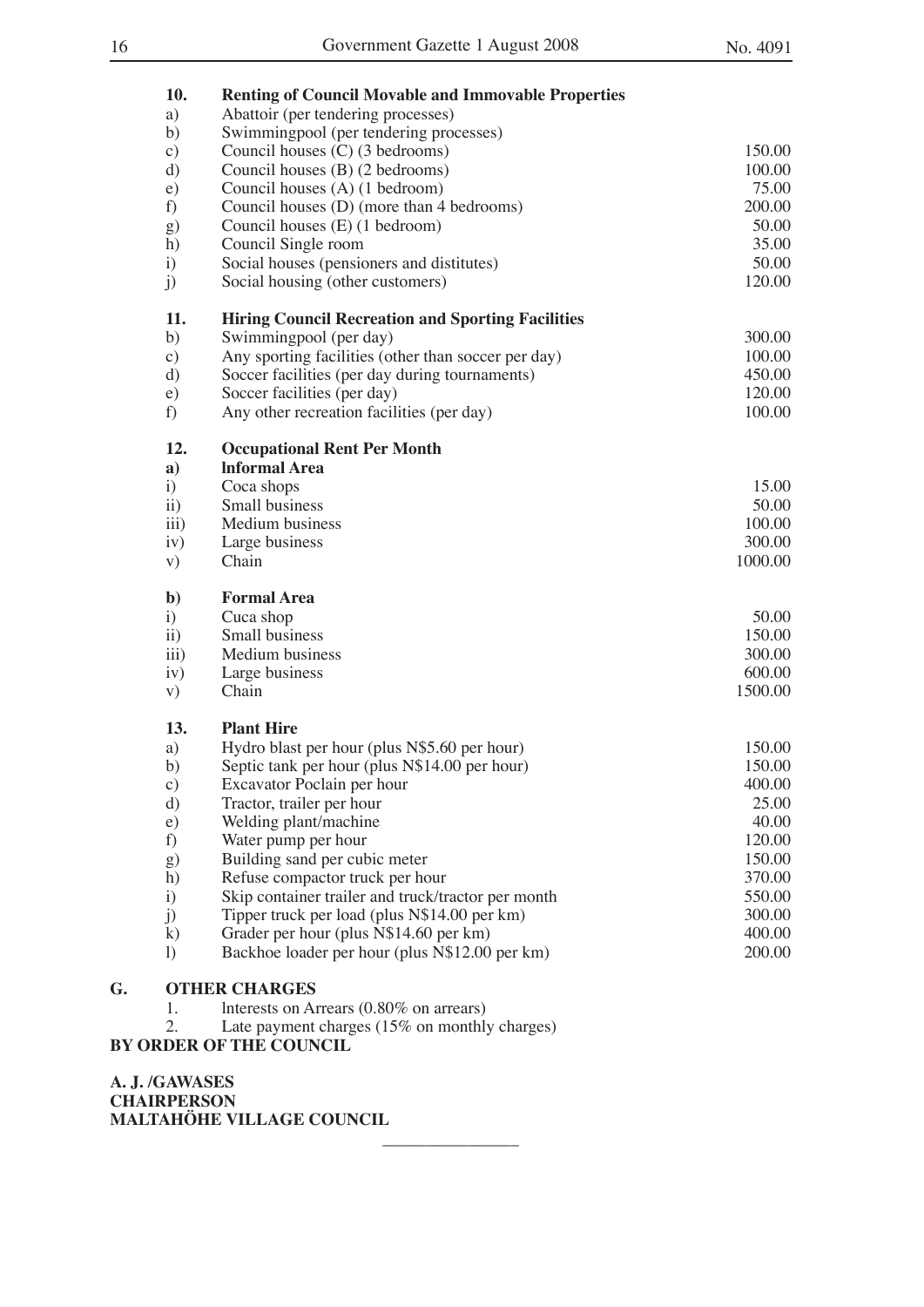| | | |
|---|---|---|
| **10.** | **Renting of Council Movable and Immovable Properties** | |
| a) | Abattoir (per tendering processes) | |
| b) | Swimmingpool (per tendering processes) | |
| c) | Council houses (C) (3 bedrooms) | 150.00 |
| d) | Council houses (B) (2 bedrooms) | 100.00 |
| e) | Council houses (A) (1 bedroom) | 75.00 |
| f) | Council houses (D) (more than 4 bedrooms) | 200.00 |
| g) | Council houses (E) (1 bedroom) | 50.00 |
| h) | Council Single room | 35.00 |
| i) | Social houses (pensioners and distitutes) | 50.00 |
| j) | Social housing (other customers) | 120.00 |
| **11.** | **Hiring Council Recreation and Sporting Facilities** | |
| b) | Swimmingpool (per day) | 300.00 |
| c) | Any sporting facilities (other than soccer per day) | 100.00 |
| d) | Soccer facilities (per day during tournaments) | 450.00 |
| e) | Soccer facilities (per day) | 120.00 |
| f) | Any other recreation facilities (per day) | 100.00 |
| **12.** | **Occupational Rent Per Month** | |
| **a)** | **lnformal Area** | |
| i) | Coca shops | 15.00 |
| ii) | Small business | 50.00 |
| iii) | Medium business | 100.00 |
| iv) | Large business | 300.00 |
| v) | Chain | 1000.00 |
| **b)** | **Formal Area** | |
| i) | Cuca shop | 50.00 |
| ii) | Small business | 150.00 |
| iii) | Medium business | 300.00 |
| iv) | Large business | 600.00 |
| v) | Chain | 1500.00 |
| **13.** | **Plant Hire** | |
| a) | Hydro blast per hour (plus N$5.60 per hour) | 150.00 |
| b) | Septic tank per hour (plus N$14.00 per hour) | 150.00 |
| c) | Excavator Poclain per hour | 400.00 |
| d) | Tractor, trailer per hour | 25.00 |
| e) | Welding plant/machine | 40.00 |
| f) | Water pump per hour | 120.00 |
| g) | Building sand per cubic meter | 150.00 |
| h) | Refuse compactor truck per hour | 370.00 |
| i) | Skip container trailer and truck/tractor per month | 550.00 |
| j) | Tipper truck per load (plus N$14.00 per km) | 300.00 |
| k) | Grader per hour (plus N$14.60 per km) | 400.00 |
| l) | Backhoe loader per hour (plus N$12.00 per km) | 200.00 |

**G. OTHER CHARGES**

1. lnterests on Arrears (0.80% on arrears)
2. Late payment charges (15% on monthly charges)

**BY ORDER OF THE COUNCIL**

**A. J. /GAWASES**
**CHAIRPERSON**
**MALTAHÖHE VILLAGE COUNCIL**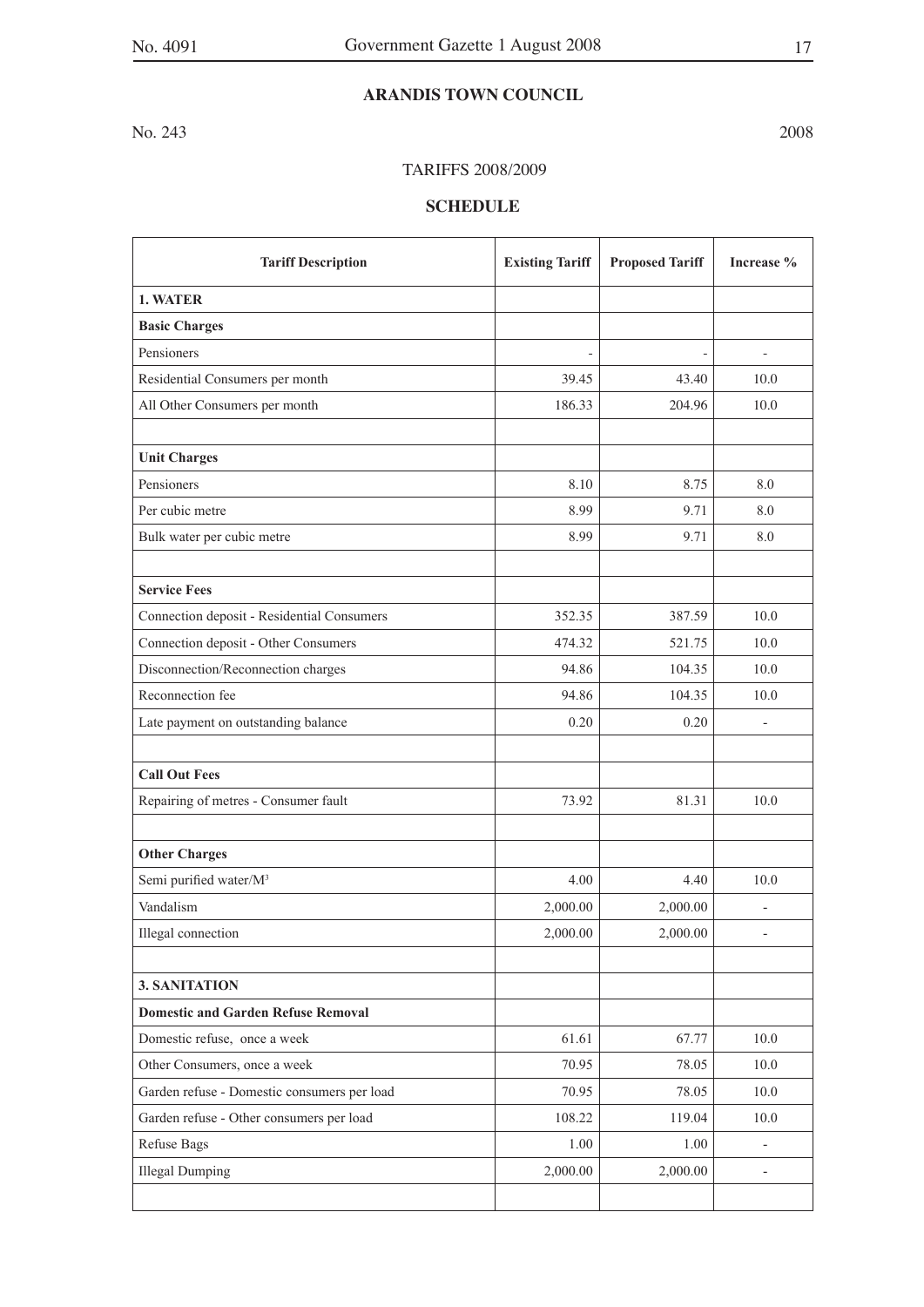**ARANDIS TOWN COUNCIL**

No. 243 2008

TARIFFS 2008/2009

**SCHEDULE**

| Tariff Description | Existing Tariff | Proposed Tariff | Increase % |
|---|---|---|---|
| **1. WATER** | | | |
| **Basic Charges** | | | |
| Pensioners | - | - | - |
| Residential Consumers per month | 39.45 | 43.40 | 10.0 |
| All Other Consumers per month | 186.33 | 204.96 | 10.0 |
| | | | |
| **Unit Charges** | | | |
| Pensioners | 8.10 | 8.75 | 8.0 |
| Per cubic metre | 8.99 | 9.71 | 8.0 |
| Bulk water per cubic metre | 8.99 | 9.71 | 8.0 |
| | | | |
| **Service Fees** | | | |
| Connection deposit - Residential Consumers | 352.35 | 387.59 | 10.0 |
| Connection deposit - Other Consumers | 474.32 | 521.75 | 10.0 |
| Disconnection/Reconnection charges | 94.86 | 104.35 | 10.0 |
| Reconnection fee | 94.86 | 104.35 | 10.0 |
| Late payment on outstanding balance | 0.20 | 0.20 | - |
| | | | |
| **Call Out Fees** | | | |
| Repairing of metres - Consumer fault | 73.92 | 81.31 | 10.0 |
| | | | |
| **Other Charges** | | | |
| Semi purified water/$M^3$ | 4.00 | 4.40 | 10.0 |
| Vandalism | 2,000.00 | 2,000.00 | - |
| Illegal connection | 2,000.00 | 2,000.00 | - |
| | | | |
| **3. SANITATION** | | | |
| **Domestic and Garden Refuse Removal** | | | |
| Domestic refuse, once a week | 61.61 | 67.77 | 10.0 |
| Other Consumers, once a week | 70.95 | 78.05 | 10.0 |
| Garden refuse - Domestic consumers per load | 70.95 | 78.05 | 10.0 |
| Garden refuse - Other consumers per load | 108.22 | 119.04 | 10.0 |
| Refuse Bags | 1.00 | 1.00 | - |
| Illegal Dumping | 2,000.00 | 2,000.00 | - |
| | | | |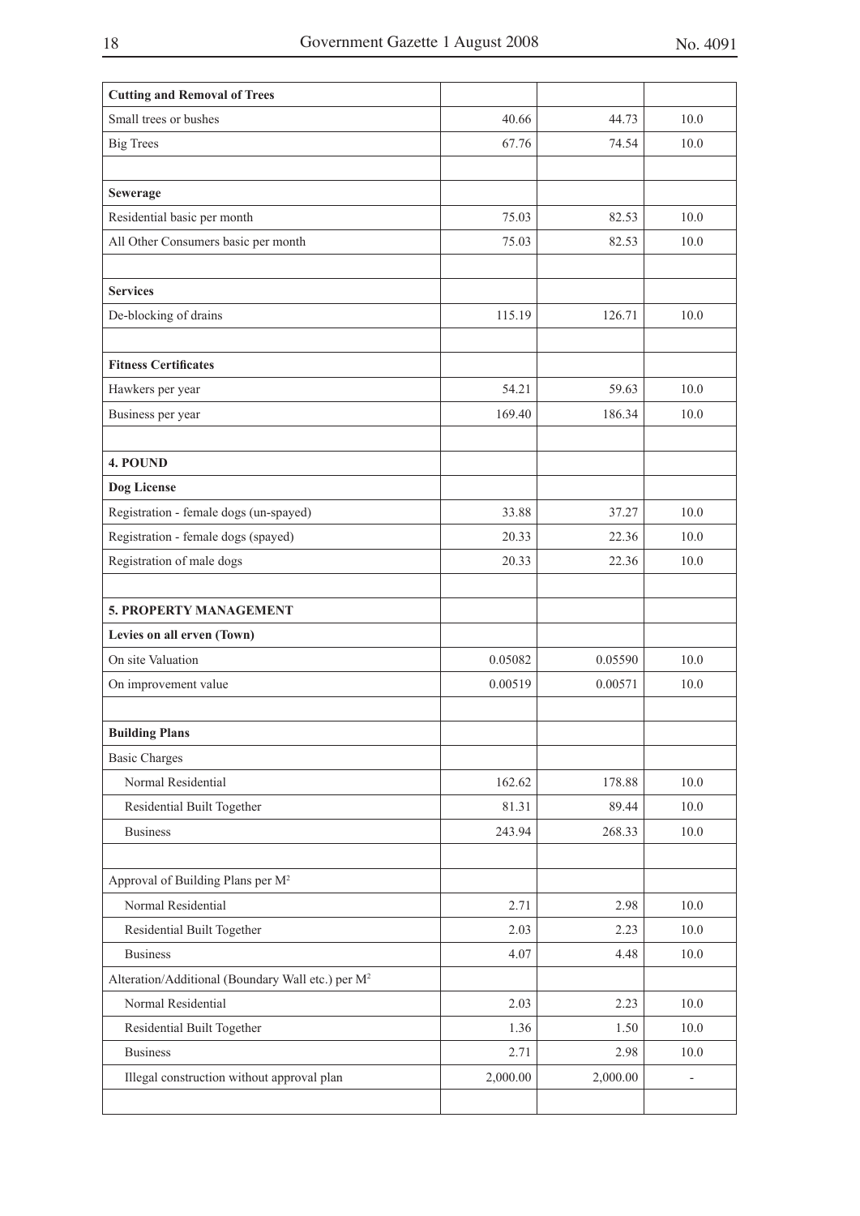| | | | |
|---|---|---|---|
| **Cutting and Removal of Trees** | | | |
| Small trees or bushes | 40.66 | 44.73 | 10.0 |
| Big Trees | 67.76 | 74.54 | 10.0 |
| | | | |
| **Sewerage** | | | |
| Residential basic per month | 75.03 | 82.53 | 10.0 |
| All Other Consumers basic per month | 75.03 | 82.53 | 10.0 |
| | | | |
| **Services** | | | |
| De-blocking of drains | 115.19 | 126.71 | 10.0 |
| | | | |
| **Fitness Certificates** | | | |
| Hawkers per year | 54.21 | 59.63 | 10.0 |
| Business per year | 169.40 | 186.34 | 10.0 |
| | | | |
| **4. POUND** | | | |
| **Dog License** | | | |
| Registration - female dogs (un-spayed) | 33.88 | 37.27 | 10.0 |
| Registration - female dogs (spayed) | 20.33 | 22.36 | 10.0 |
| Registration of male dogs | 20.33 | 22.36 | 10.0 |
| | | | |
| **5. PROPERTY MANAGEMENT** | | | |
| **Levies on all erven (Town)** | | | |
| On site Valuation | 0.05082 | 0.05590 | 10.0 |
| On improvement value | 0.00519 | 0.00571 | 10.0 |
| | | | |
| **Building Plans** | | | |
| Basic Charges | | | |
| Normal Residential | 162.62 | 178.88 | 10.0 |
| Residential Built Together | 81.31 | 89.44 | 10.0 |
| Business | 243.94 | 268.33 | 10.0 |
| | | | |
| Approval of Building Plans per $M^2$ | | | |
| Normal Residential | 2.71 | 2.98 | 10.0 |
| Residential Built Together | 2.03 | 2.23 | 10.0 |
| Business | 4.07 | 4.48 | 10.0 |
| Alteration/Additional (Boundary Wall etc.) per $M^2$ | | | |
| Normal Residential | 2.03 | 2.23 | 10.0 |
| Residential Built Together | 1.36 | 1.50 | 10.0 |
| Business | 2.71 | 2.98 | 10.0 |
| Illegal construction without approval plan | 2,000.00 | 2,000.00 | - |
| | | | |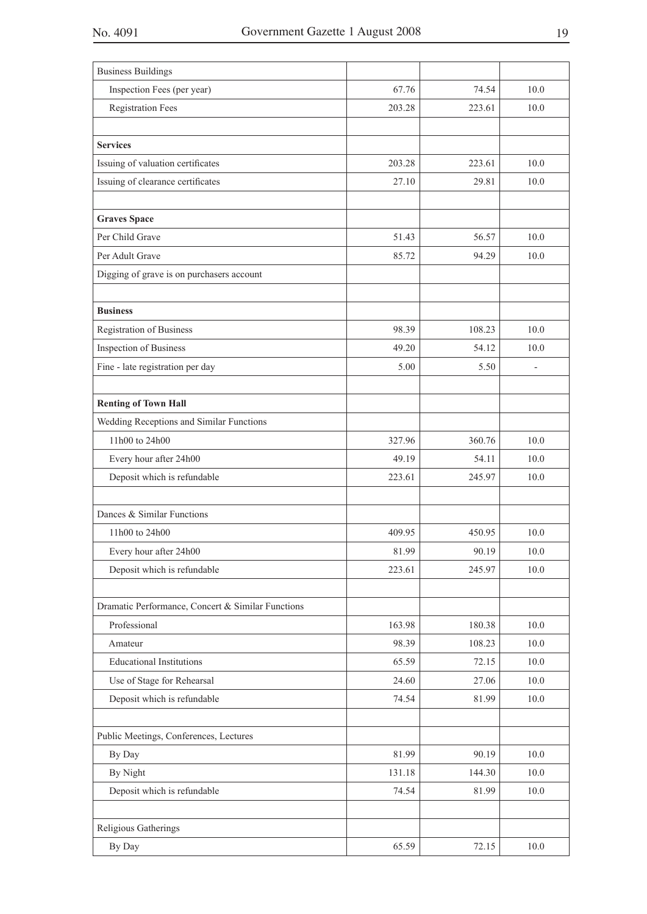| Business Buildings | | | |
|---|---|---|---|
| Inspection Fees (per year) | 67.76 | 74.54 | 10.0 |
| Registration Fees | 203.28 | 223.61 | 10.0 |
| | | | |
| **Services** | | | |
| Issuing of valuation certificates | 203.28 | 223.61 | 10.0 |
| Issuing of clearance certificates | 27.10 | 29.81 | 10.0 |
| | | | |
| **Graves Space** | | | |
| Per Child Grave | 51.43 | 56.57 | 10.0 |
| Per Adult Grave | 85.72 | 94.29 | 10.0 |
| Digging of grave is on purchasers account | | | |
| | | | |
| **Business** | | | |
| Registration of Business | 98.39 | 108.23 | 10.0 |
| Inspection of Business | 49.20 | 54.12 | 10.0 |
| Fine - late registration per day | 5.00 | 5.50 | - |
| | | | |
| **Renting of Town Hall** | | | |
| Wedding Receptions and Similar Functions | | | |
| 11h00 to 24h00 | 327.96 | 360.76 | 10.0 |
| Every hour after 24h00 | 49.19 | 54.11 | 10.0 |
| Deposit which is refundable | 223.61 | 245.97 | 10.0 |
| | | | |
| Dances & Similar Functions | | | |
| 11h00 to 24h00 | 409.95 | 450.95 | 10.0 |
| Every hour after 24h00 | 81.99 | 90.19 | 10.0 |
| Deposit which is refundable | 223.61 | 245.97 | 10.0 |
| | | | |
| Dramatic Performance, Concert & Similar Functions | | | |
| Professional | 163.98 | 180.38 | 10.0 |
| Amateur | 98.39 | 108.23 | 10.0 |
| Educational Institutions | 65.59 | 72.15 | 10.0 |
| Use of Stage for Rehearsal | 24.60 | 27.06 | 10.0 |
| Deposit which is refundable | 74.54 | 81.99 | 10.0 |
| | | | |
| Public Meetings, Conferences, Lectures | | | |
| By Day | 81.99 | 90.19 | 10.0 |
| By Night | 131.18 | 144.30 | 10.0 |
| Deposit which is refundable | 74.54 | 81.99 | 10.0 |
| | | | |
| Religious Gatherings | | | |
| By Day | 65.59 | 72.15 | 10.0 |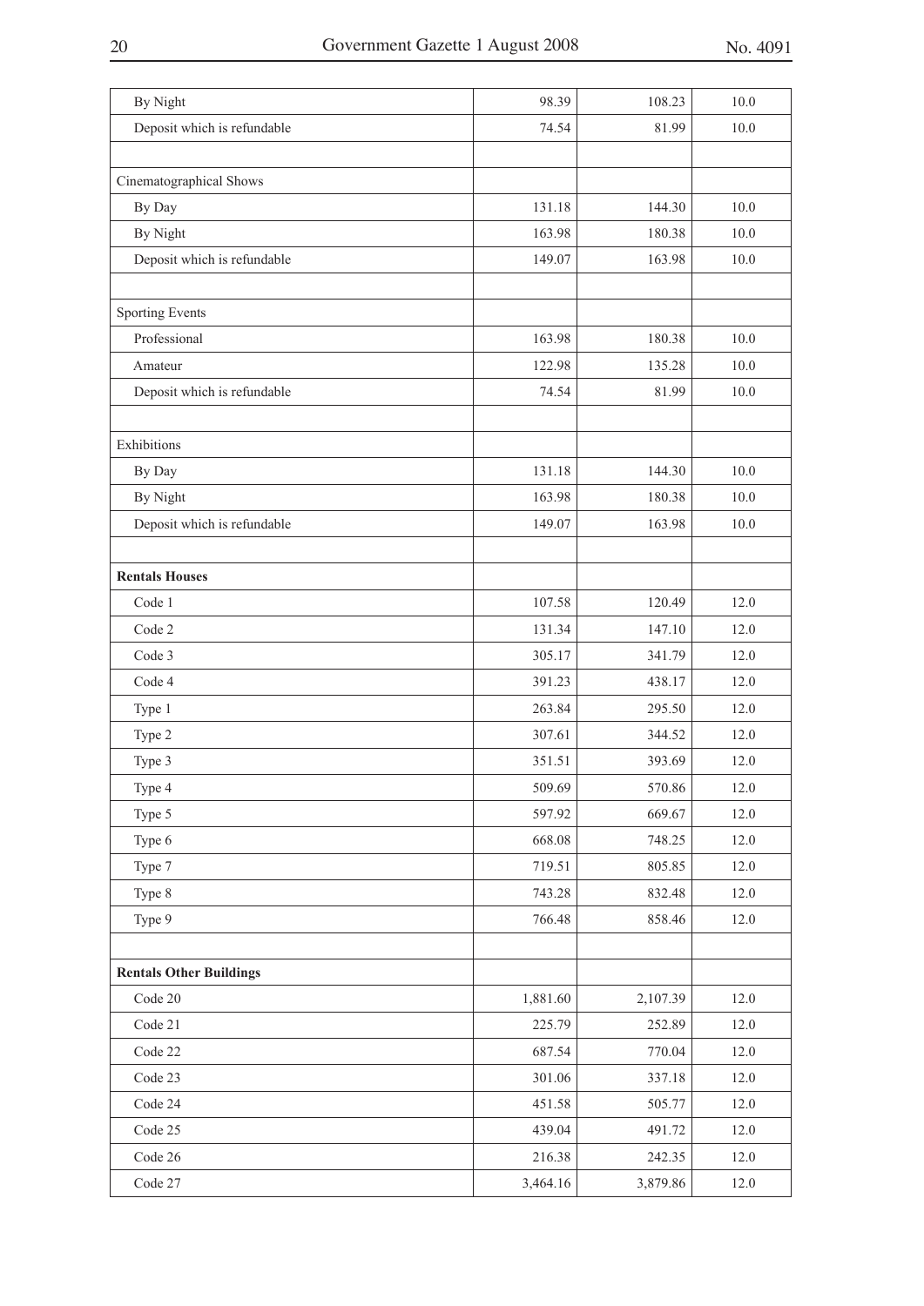| | | | |
|---|---|---|---|
| By Night | 98.39 | 108.23 | 10.0 |
| Deposit which is refundable | 74.54 | 81.99 | 10.0 |
| | | | |
| Cinematographical Shows | | | |
| By Day | 131.18 | 144.30 | 10.0 |
| By Night | 163.98 | 180.38 | 10.0 |
| Deposit which is refundable | 149.07 | 163.98 | 10.0 |
| | | | |
| Sporting Events | | | |
| Professional | 163.98 | 180.38 | 10.0 |
| Amateur | 122.98 | 135.28 | 10.0 |
| Deposit which is refundable | 74.54 | 81.99 | 10.0 |
| | | | |
| Exhibitions | | | |
| By Day | 131.18 | 144.30 | 10.0 |
| By Night | 163.98 | 180.38 | 10.0 |
| Deposit which is refundable | 149.07 | 163.98 | 10.0 |
| | | | |
| **Rentals Houses** | | | |
| Code 1 | 107.58 | 120.49 | 12.0 |
| Code 2 | 131.34 | 147.10 | 12.0 |
| Code 3 | 305.17 | 341.79 | 12.0 |
| Code 4 | 391.23 | 438.17 | 12.0 |
| Type 1 | 263.84 | 295.50 | 12.0 |
| Type 2 | 307.61 | 344.52 | 12.0 |
| Type 3 | 351.51 | 393.69 | 12.0 |
| Type 4 | 509.69 | 570.86 | 12.0 |
| Type 5 | 597.92 | 669.67 | 12.0 |
| Type 6 | 668.08 | 748.25 | 12.0 |
| Type 7 | 719.51 | 805.85 | 12.0 |
| Type 8 | 743.28 | 832.48 | 12.0 |
| Type 9 | 766.48 | 858.46 | 12.0 |
| | | | |
| **Rentals Other Buildings** | | | |
| Code 20 | 1,881.60 | 2,107.39 | 12.0 |
| Code 21 | 225.79 | 252.89 | 12.0 |
| Code 22 | 687.54 | 770.04 | 12.0 |
| Code 23 | 301.06 | 337.18 | 12.0 |
| Code 24 | 451.58 | 505.77 | 12.0 |
| Code 25 | 439.04 | 491.72 | 12.0 |
| Code 26 | 216.38 | 242.35 | 12.0 |
| Code 27 | 3,464.16 | 3,879.86 | 12.0 |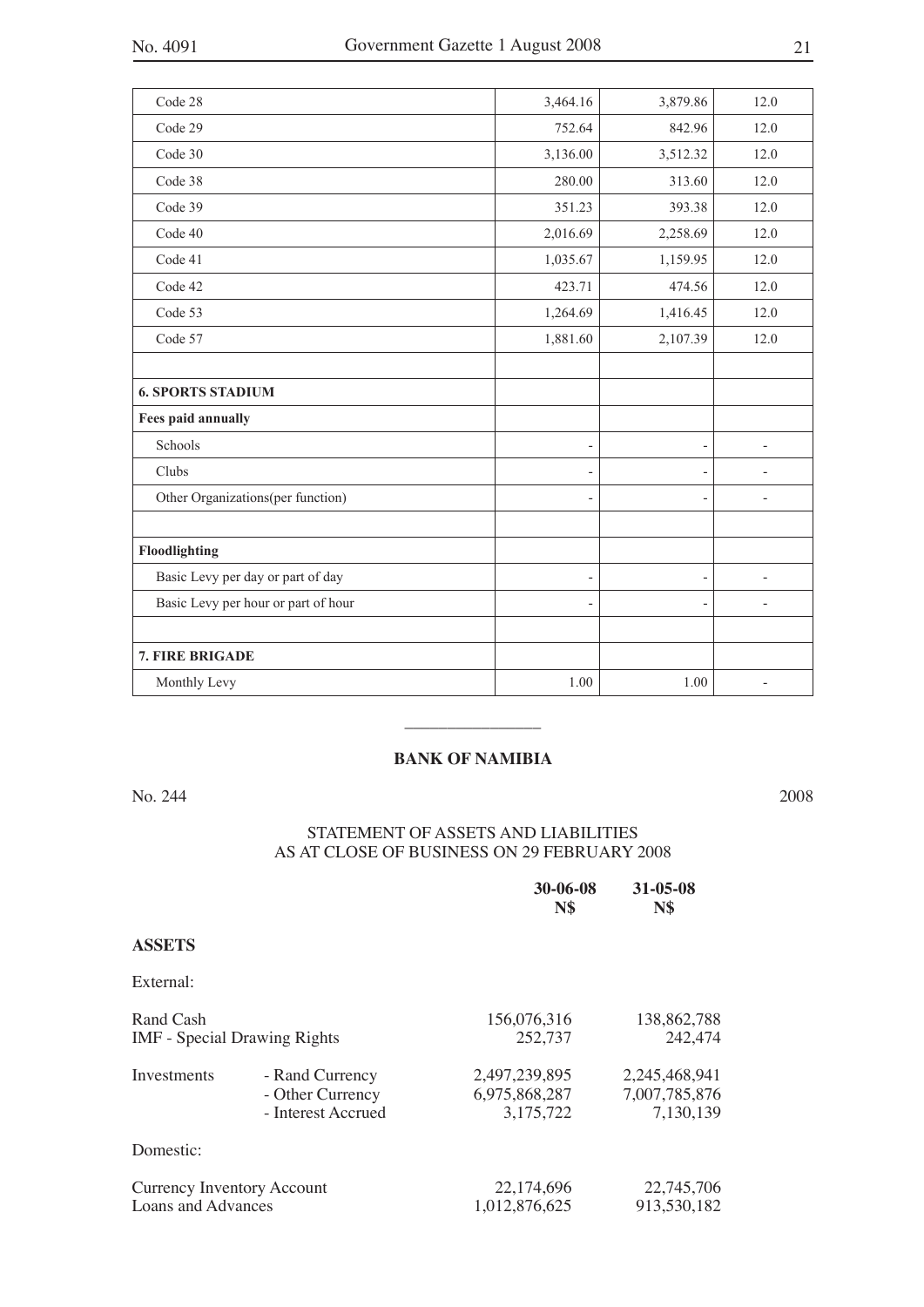| | | | |
|---|---|---|---|
| Code 28 | 3,464.16 | 3,879.86 | 12.0 |
| Code 29 | 752.64 | 842.96 | 12.0 |
| Code 30 | 3,136.00 | 3,512.32 | 12.0 |
| Code 38 | 280.00 | 313.60 | 12.0 |
| Code 39 | 351.23 | 393.38 | 12.0 |
| Code 40 | 2,016.69 | 2,258.69 | 12.0 |
| Code 41 | 1,035.67 | 1,159.95 | 12.0 |
| Code 42 | 423.71 | 474.56 | 12.0 |
| Code 53 | 1,264.69 | 1,416.45 | 12.0 |
| Code 57 | 1,881.60 | 2,107.39 | 12.0 |
| | | | |
| **6. SPORTS STADIUM** | | | |
| **Fees paid annually** | | | |
| Schools | - | - | - |
| Clubs | - | - | - |
| Other Organizations(per function) | - | - | - |
| | | | |
| **Floodlighting** | | | |
| Basic Levy per day or part of day | - | - | - |
| Basic Levy per hour or part of hour | - | - | - |
| | | | |
| **7. FIRE BRIGADE** | | | |
| Monthly Levy | 1.00 | 1.00 | - |

---

## BANK OF NAMIBIA

No. 244 2008

STATEMENT OF ASSETS AND LIABILITIES
AS AT CLOSE OF BUSINESS ON 29 FEBRUARY 2008

| | | 30-06-08 N$ | 31-05-08 N$ |
|---|---|---|---|
| **ASSETS** | | | |
| External: | | | |
| Rand Cash | | 156,076,316 | 138,862,788 |
| IMF - Special Drawing Rights | | 252,737 | 242,474 |
| Investments | - Rand Currency | 2,497,239,895 | 2,245,468,941 |
| | - Other Currency | 6,975,868,287 | 7,007,785,876 |
| | - Interest Accrued | 3,175,722 | 7,130,139 |
| Domestic: | | | |
| Currency Inventory Account | | 22,174,696 | 22,745,706 |
| Loans and Advances | | 1,012,876,625 | 913,530,182 |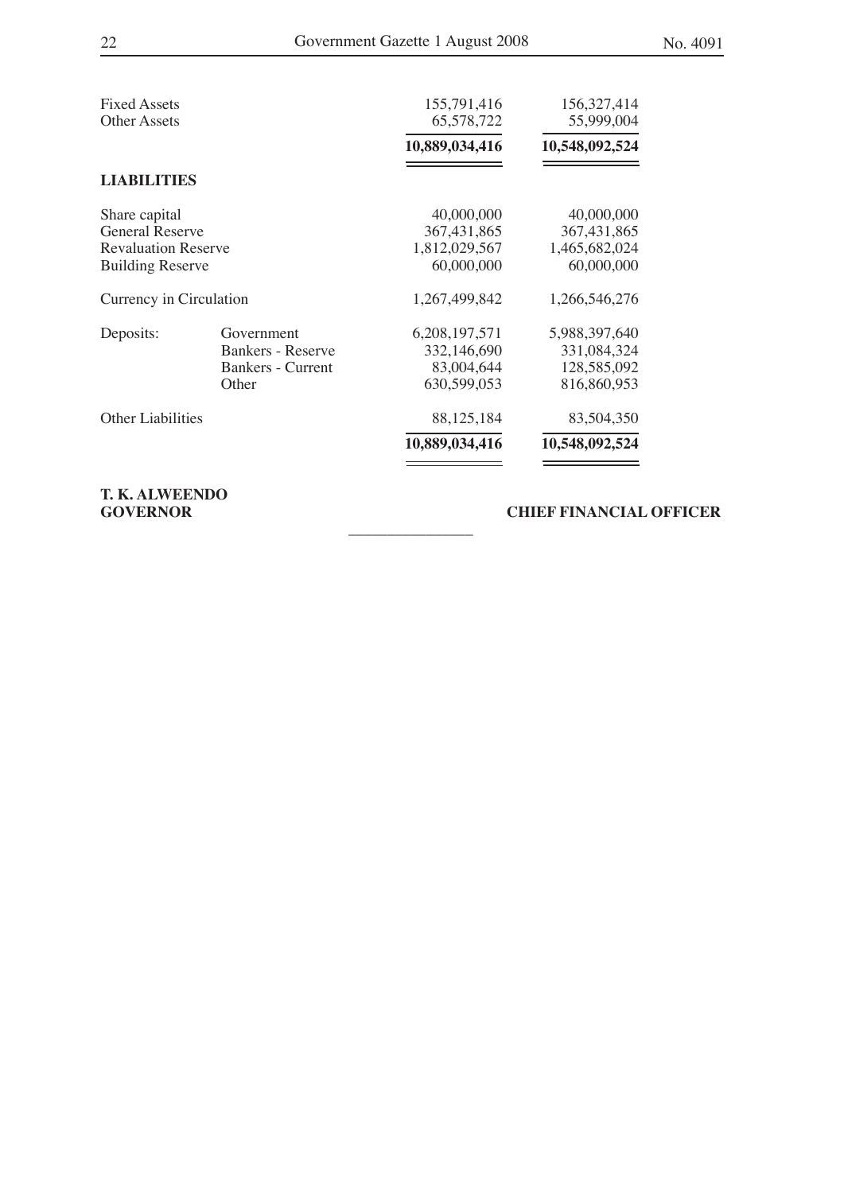| | | | |
|---|---|---|---|
| Fixed Assets | | 155,791,416 | 156,327,414 |
| Other Assets | | 65,578,722 | 55,999,004 |
| | | **10,889,034,416** | **10,548,092,524** |

**LIABILITIES**

| | | | |
|---|---|---|---|
| Share capital | | 40,000,000 | 40,000,000 |
| General Reserve | | 367,431,865 | 367,431,865 |
| Revaluation Reserve | | 1,812,029,567 | 1,465,682,024 |
| Building Reserve | | 60,000,000 | 60,000,000 |
| Currency in Circulation | | 1,267,499,842 | 1,266,546,276 |
| Deposits: | Government | 6,208,197,571 | 5,988,397,640 |
| | Bankers - Reserve | 332,146,690 | 331,084,324 |
| | Bankers - Current | 83,004,644 | 128,585,092 |
| | Other | 630,599,053 | 816,860,953 |
| Other Liabilities | | 88,125,184 | 83,504,350 |
| | | **10,889,034,416** | **10,548,092,524** |

**T. K. ALWEENDO**
**GOVERNOR**

**CHIEF FINANCIAL OFFICER**

________________